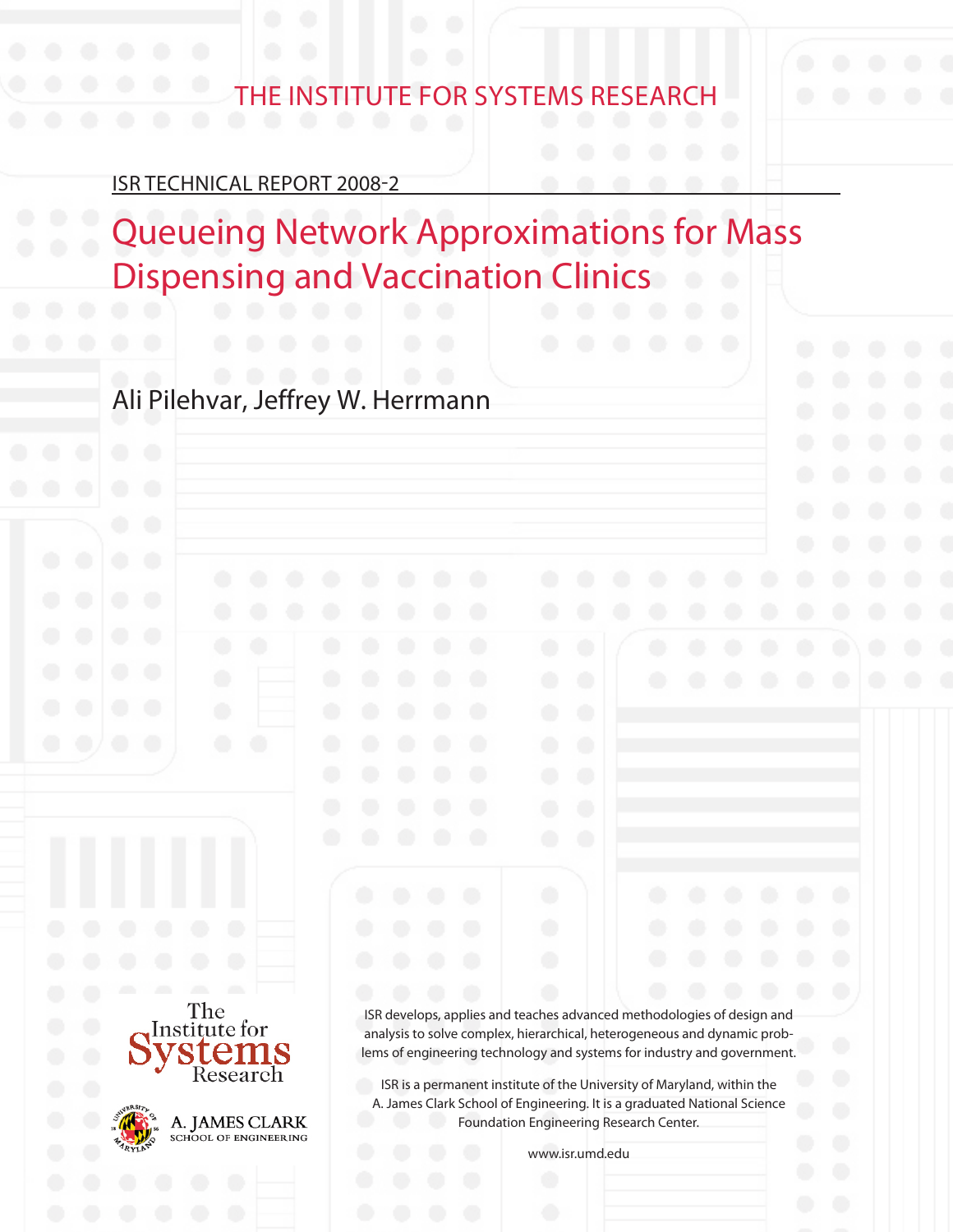THE INSTITUTE FOR SYSTEMS RESEARCH

ISR TECHNICAL REPORT 2008-2

# Queueing Network Approximations for Mass Dispensing and Vaccination Clinics

Ali Pilehvar, Jeffrey W. Herrmann

ISR develops, applies and teaches advanced methodologies of design and analysis to solve complex, hierarchical, heterogeneous and dynamic problems of engineering technology and systems for industry and government.

ISR is a permanent institute of the University of Maryland, within the A. James Clark School of Engineering. It is a graduated National Science Foundation Engineering Research Center.

www.isr.umd.edu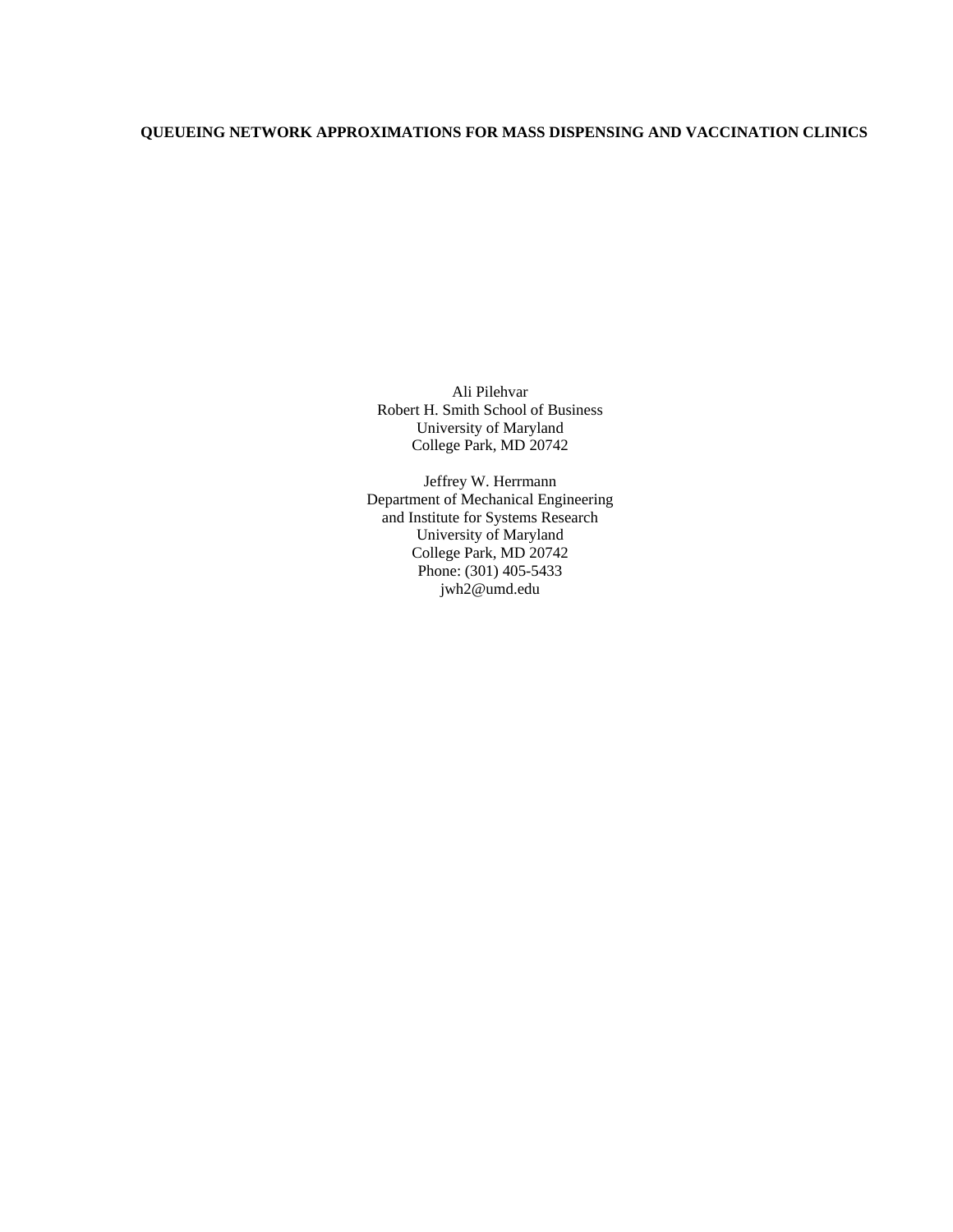**QUEUEING NETWORK APPROXIMATIONS FOR MASS DISPENSING AND VACCINATION CLINICS**

Ali Pilehvar
Robert H. Smith School of Business
University of Maryland
College Park, MD 20742

Jeffrey W. Herrmann
Department of Mechanical Engineering
and Institute for Systems Research
University of Maryland
College Park, MD 20742
Phone: (301) 405-5433
jwh2@umd.edu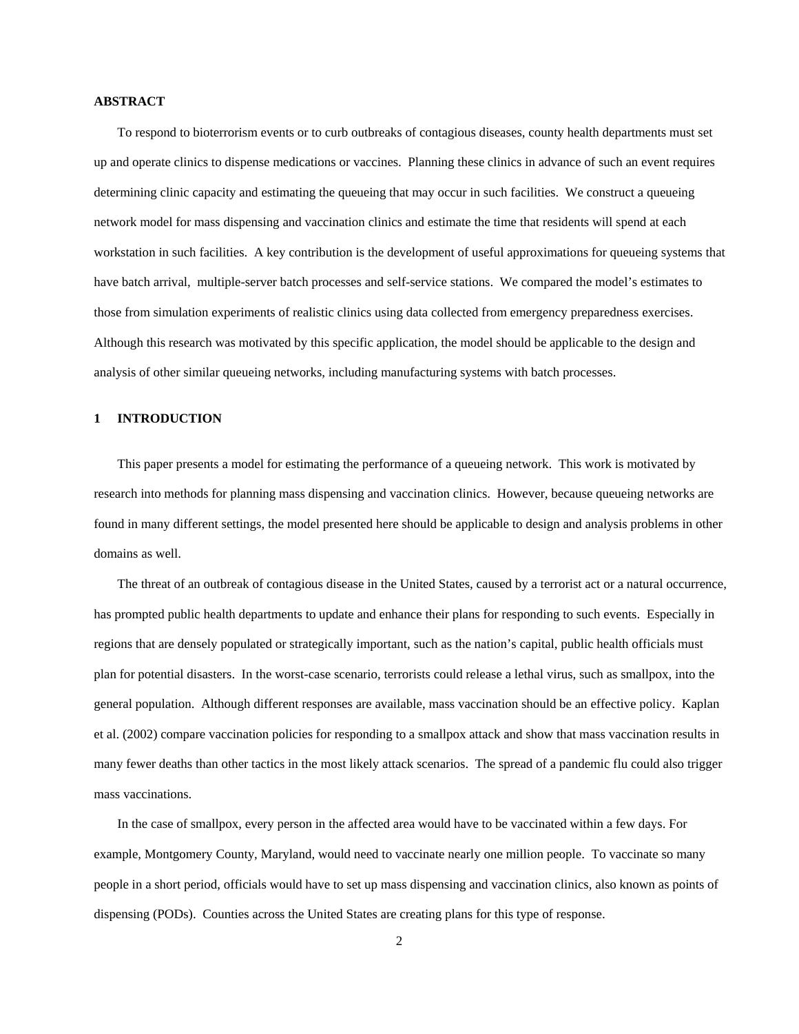## ABSTRACT

To respond to bioterrorism events or to curb outbreaks of contagious diseases, county health departments must set up and operate clinics to dispense medications or vaccines. Planning these clinics in advance of such an event requires determining clinic capacity and estimating the queueing that may occur in such facilities. We construct a queueing network model for mass dispensing and vaccination clinics and estimate the time that residents will spend at each workstation in such facilities. A key contribution is the development of useful approximations for queueing systems that have batch arrival, multiple-server batch processes and self-service stations. We compared the model's estimates to those from simulation experiments of realistic clinics using data collected from emergency preparedness exercises. Although this research was motivated by this specific application, the model should be applicable to the design and analysis of other similar queueing networks, including manufacturing systems with batch processes.

## 1 INTRODUCTION

This paper presents a model for estimating the performance of a queueing network. This work is motivated by research into methods for planning mass dispensing and vaccination clinics. However, because queueing networks are found in many different settings, the model presented here should be applicable to design and analysis problems in other domains as well.

The threat of an outbreak of contagious disease in the United States, caused by a terrorist act or a natural occurrence, has prompted public health departments to update and enhance their plans for responding to such events. Especially in regions that are densely populated or strategically important, such as the nation's capital, public health officials must plan for potential disasters. In the worst-case scenario, terrorists could release a lethal virus, such as smallpox, into the general population. Although different responses are available, mass vaccination should be an effective policy. Kaplan et al. (2002) compare vaccination policies for responding to a smallpox attack and show that mass vaccination results in many fewer deaths than other tactics in the most likely attack scenarios. The spread of a pandemic flu could also trigger mass vaccinations.

In the case of smallpox, every person in the affected area would have to be vaccinated within a few days. For example, Montgomery County, Maryland, would need to vaccinate nearly one million people. To vaccinate so many people in a short period, officials would have to set up mass dispensing and vaccination clinics, also known as points of dispensing (PODs). Counties across the United States are creating plans for this type of response.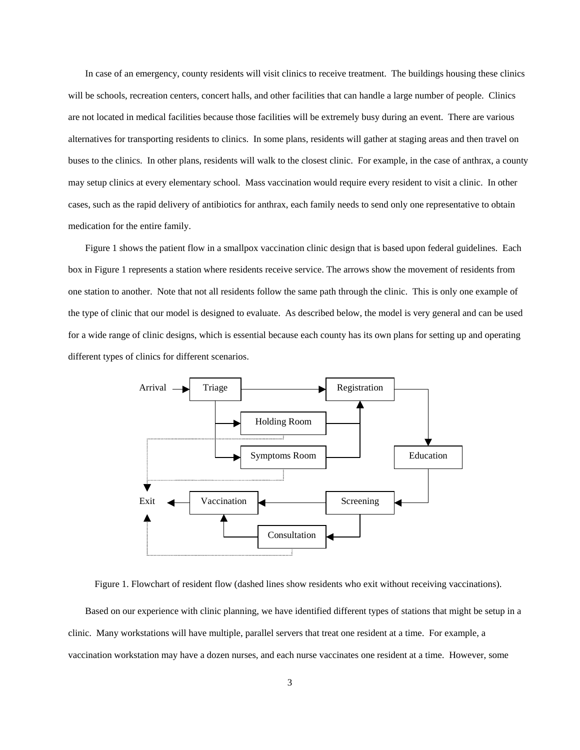In case of an emergency, county residents will visit clinics to receive treatment. The buildings housing these clinics will be schools, recreation centers, concert halls, and other facilities that can handle a large number of people. Clinics are not located in medical facilities because those facilities will be extremely busy during an event. There are various alternatives for transporting residents to clinics. In some plans, residents will gather at staging areas and then travel on buses to the clinics. In other plans, residents will walk to the closest clinic. For example, in the case of anthrax, a county may setup clinics at every elementary school. Mass vaccination would require every resident to visit a clinic. In other cases, such as the rapid delivery of antibiotics for anthrax, each family needs to send only one representative to obtain medication for the entire family.

Figure 1 shows the patient flow in a smallpox vaccination clinic design that is based upon federal guidelines. Each box in Figure 1 represents a station where residents receive service. The arrows show the movement of residents from one station to another. Note that not all residents follow the same path through the clinic. This is only one example of the type of clinic that our model is designed to evaluate. As described below, the model is very general and can be used for a wide range of clinic designs, which is essential because each county has its own plans for setting up and operating different types of clinics for different scenarios.

Figure 1. Flowchart of resident flow (dashed lines show residents who exit without receiving vaccinations).

Based on our experience with clinic planning, we have identified different types of stations that might be setup in a clinic. Many workstations will have multiple, parallel servers that treat one resident at a time. For example, a vaccination workstation may have a dozen nurses, and each nurse vaccinates one resident at a time. However, some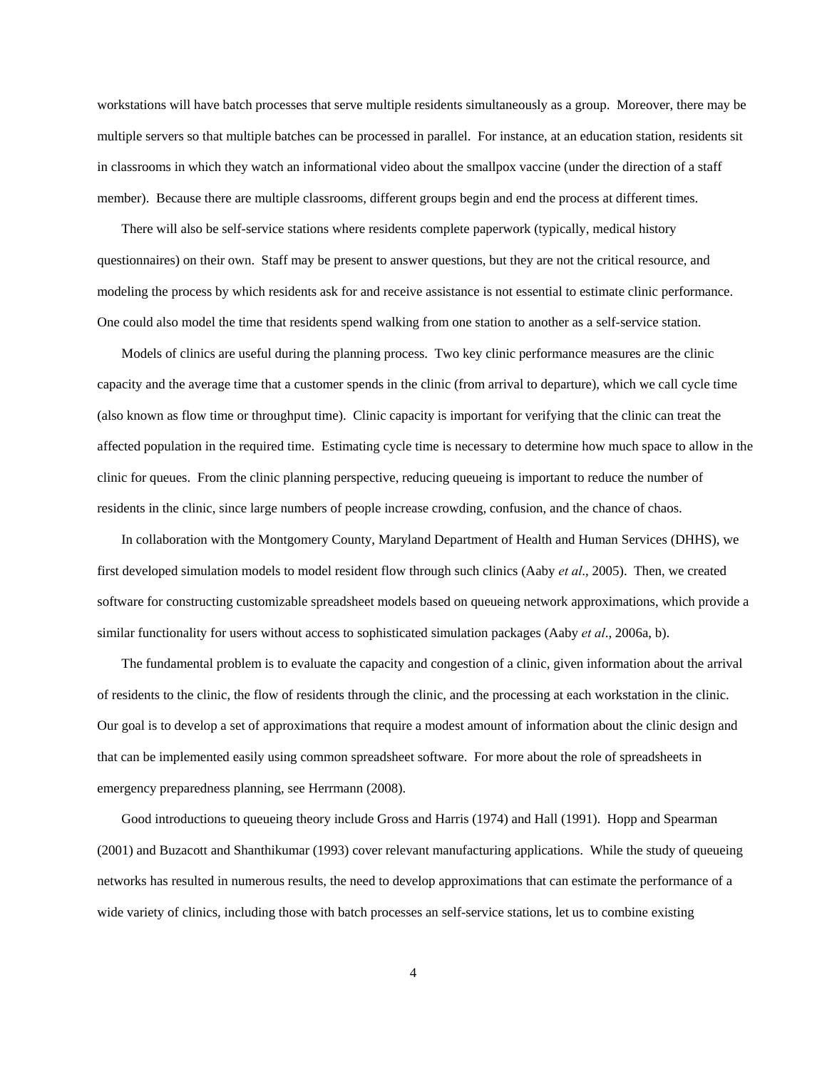workstations will have batch processes that serve multiple residents simultaneously as a group. Moreover, there may be multiple servers so that multiple batches can be processed in parallel. For instance, at an education station, residents sit in classrooms in which they watch an informational video about the smallpox vaccine (under the direction of a staff member). Because there are multiple classrooms, different groups begin and end the process at different times.

There will also be self-service stations where residents complete paperwork (typically, medical history questionnaires) on their own. Staff may be present to answer questions, but they are not the critical resource, and modeling the process by which residents ask for and receive assistance is not essential to estimate clinic performance. One could also model the time that residents spend walking from one station to another as a self-service station.

Models of clinics are useful during the planning process. Two key clinic performance measures are the clinic capacity and the average time that a customer spends in the clinic (from arrival to departure), which we call cycle time (also known as flow time or throughput time). Clinic capacity is important for verifying that the clinic can treat the affected population in the required time. Estimating cycle time is necessary to determine how much space to allow in the clinic for queues. From the clinic planning perspective, reducing queueing is important to reduce the number of residents in the clinic, since large numbers of people increase crowding, confusion, and the chance of chaos.

In collaboration with the Montgomery County, Maryland Department of Health and Human Services (DHHS), we first developed simulation models to model resident flow through such clinics (Aaby *et al*., 2005). Then, we created software for constructing customizable spreadsheet models based on queueing network approximations, which provide a similar functionality for users without access to sophisticated simulation packages (Aaby *et al*., 2006a, b).

The fundamental problem is to evaluate the capacity and congestion of a clinic, given information about the arrival of residents to the clinic, the flow of residents through the clinic, and the processing at each workstation in the clinic. Our goal is to develop a set of approximations that require a modest amount of information about the clinic design and that can be implemented easily using common spreadsheet software. For more about the role of spreadsheets in emergency preparedness planning, see Herrmann (2008).

Good introductions to queueing theory include Gross and Harris (1974) and Hall (1991). Hopp and Spearman (2001) and Buzacott and Shanthikumar (1993) cover relevant manufacturing applications. While the study of queueing networks has resulted in numerous results, the need to develop approximations that can estimate the performance of a wide variety of clinics, including those with batch processes an self-service stations, let us to combine existing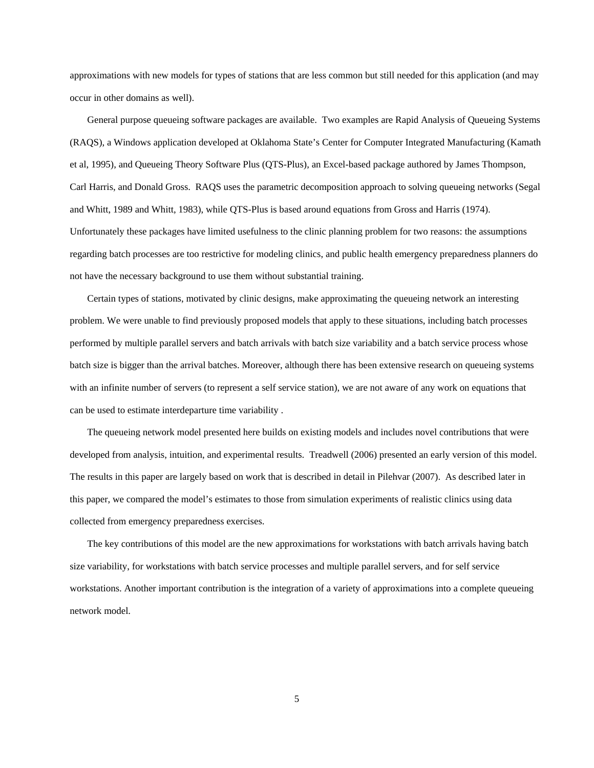approximations with new models for types of stations that are less common but still needed for this application (and may occur in other domains as well).

General purpose queueing software packages are available. Two examples are Rapid Analysis of Queueing Systems (RAQS), a Windows application developed at Oklahoma State's Center for Computer Integrated Manufacturing (Kamath et al, 1995), and Queueing Theory Software Plus (QTS-Plus), an Excel-based package authored by James Thompson, Carl Harris, and Donald Gross. RAQS uses the parametric decomposition approach to solving queueing networks (Segal and Whitt, 1989 and Whitt, 1983), while QTS-Plus is based around equations from Gross and Harris (1974). Unfortunately these packages have limited usefulness to the clinic planning problem for two reasons: the assumptions regarding batch processes are too restrictive for modeling clinics, and public health emergency preparedness planners do not have the necessary background to use them without substantial training.

Certain types of stations, motivated by clinic designs, make approximating the queueing network an interesting problem. We were unable to find previously proposed models that apply to these situations, including batch processes performed by multiple parallel servers and batch arrivals with batch size variability and a batch service process whose batch size is bigger than the arrival batches. Moreover, although there has been extensive research on queueing systems with an infinite number of servers (to represent a self service station), we are not aware of any work on equations that can be used to estimate interdeparture time variability .

The queueing network model presented here builds on existing models and includes novel contributions that were developed from analysis, intuition, and experimental results. Treadwell (2006) presented an early version of this model. The results in this paper are largely based on work that is described in detail in Pilehvar (2007). As described later in this paper, we compared the model's estimates to those from simulation experiments of realistic clinics using data collected from emergency preparedness exercises.

The key contributions of this model are the new approximations for workstations with batch arrivals having batch size variability, for workstations with batch service processes and multiple parallel servers, and for self service workstations. Another important contribution is the integration of a variety of approximations into a complete queueing network model.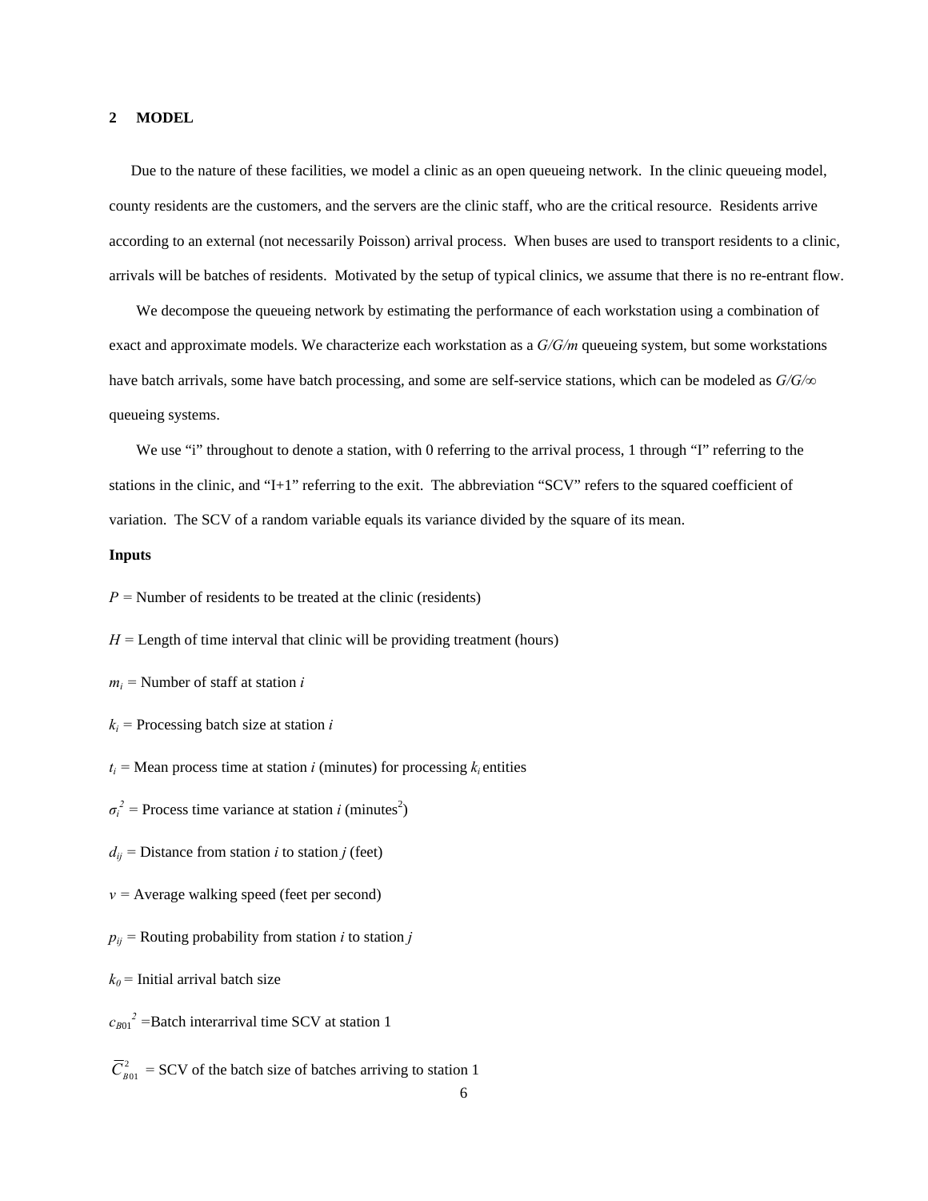## 2 MODEL

Due to the nature of these facilities, we model a clinic as an open queueing network. In the clinic queueing model, county residents are the customers, and the servers are the clinic staff, who are the critical resource. Residents arrive according to an external (not necessarily Poisson) arrival process. When buses are used to transport residents to a clinic, arrivals will be batches of residents. Motivated by the setup of typical clinics, we assume that there is no re-entrant flow.

We decompose the queueing network by estimating the performance of each workstation using a combination of exact and approximate models. We characterize each workstation as a *G/G/m* queueing system, but some workstations have batch arrivals, some have batch processing, and some are self-service stations, which can be modeled as *G/G/∞* queueing systems.

We use "i" throughout to denote a station, with 0 referring to the arrival process, 1 through "I" referring to the stations in the clinic, and "I+1" referring to the exit. The abbreviation "SCV" refers to the squared coefficient of variation. The SCV of a random variable equals its variance divided by the square of its mean.

**Inputs**

$P$ = Number of residents to be treated at the clinic (residents)

$H$ = Length of time interval that clinic will be providing treatment (hours)

$m_i$ = Number of staff at station $i$

$k_i$ = Processing batch size at station $i$

$t_i$ = Mean process time at station $i$ (minutes) for processing $k_i$ entities

$\sigma_i^2$ = Process time variance at station $i$ (minutes$^2$)

$d_{ij}$ = Distance from station $i$ to station $j$ (feet)

$v$ = Average walking speed (feet per second)

$p_{ij}$ = Routing probability from station $i$ to station $j$

$k_0$ = Initial arrival batch size

$c_{B01}^2$ = Batch interarrival time SCV at station 1

$\overline{C}_{B01}^2$ = SCV of the batch size of batches arriving to station 1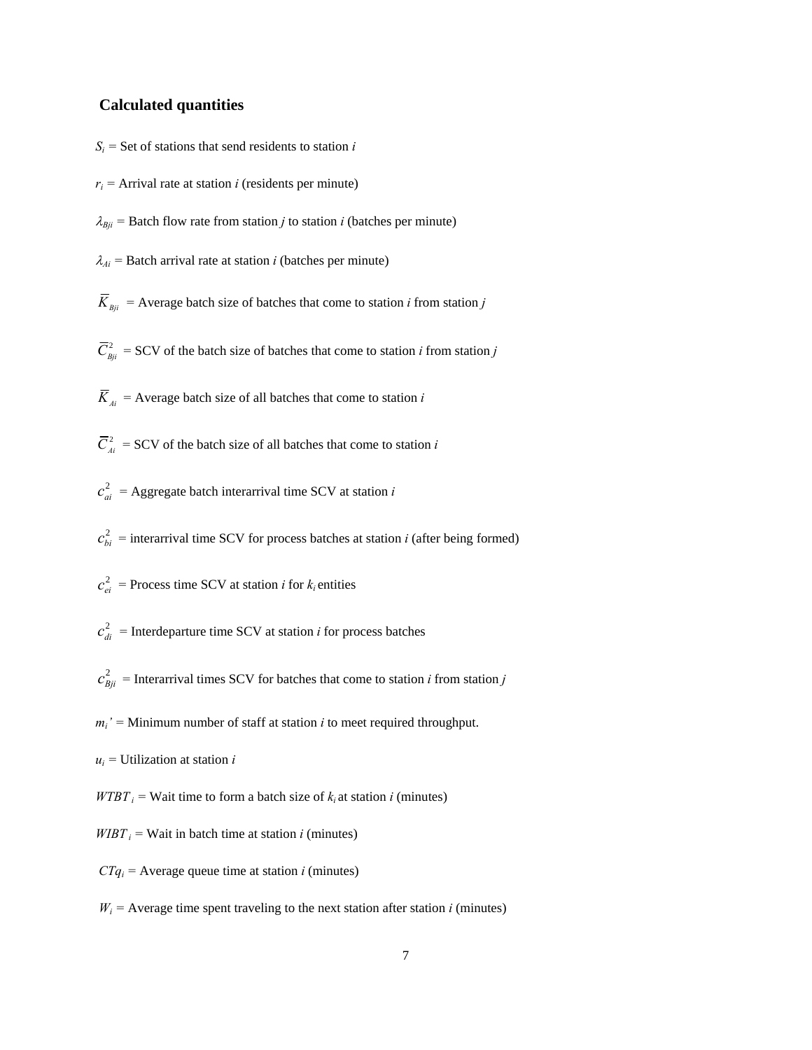### Calculated quantities

$S_i$ = Set of stations that send residents to station $i$

$r_i$ = Arrival rate at station $i$ (residents per minute)

$\lambda_{Bji}$ = Batch flow rate from station $j$ to station $i$ (batches per minute)

$\lambda_{Ai}$ = Batch arrival rate at station $i$ (batches per minute)

$\overline{K}_{Bji}$ = Average batch size of batches that come to station $i$ from station $j$

$\overline{C}^2_{Bji}$ = SCV of the batch size of batches that come to station $i$ from station $j$

$\overline{K}_{Ai}$ = Average batch size of all batches that come to station $i$

$\overline{C}^2_{Ai}$ = SCV of the batch size of all batches that come to station $i$

$c^2_{ai}$ = Aggregate batch interarrival time SCV at station $i$

$c^2_{bi}$ = interarrival time SCV for process batches at station $i$ (after being formed)

$c^2_{ei}$ = Process time SCV at station $i$ for $k_i$ entities

$c^2_{di}$ = Interdeparture time SCV at station $i$ for process batches

$c^2_{Bji}$ = Interarrival times SCV for batches that come to station $i$ from station $j$

$m_i'$ = Minimum number of staff at station $i$ to meet required throughput.

$u_i$ = Utilization at station $i$

$WTBT_i$ = Wait time to form a batch size of $k_i$ at station $i$ (minutes)

$WIBT_i$ = Wait in batch time at station $i$ (minutes)

$CTq_i$ = Average queue time at station $i$ (minutes)

$W_i$ = Average time spent traveling to the next station after station $i$ (minutes)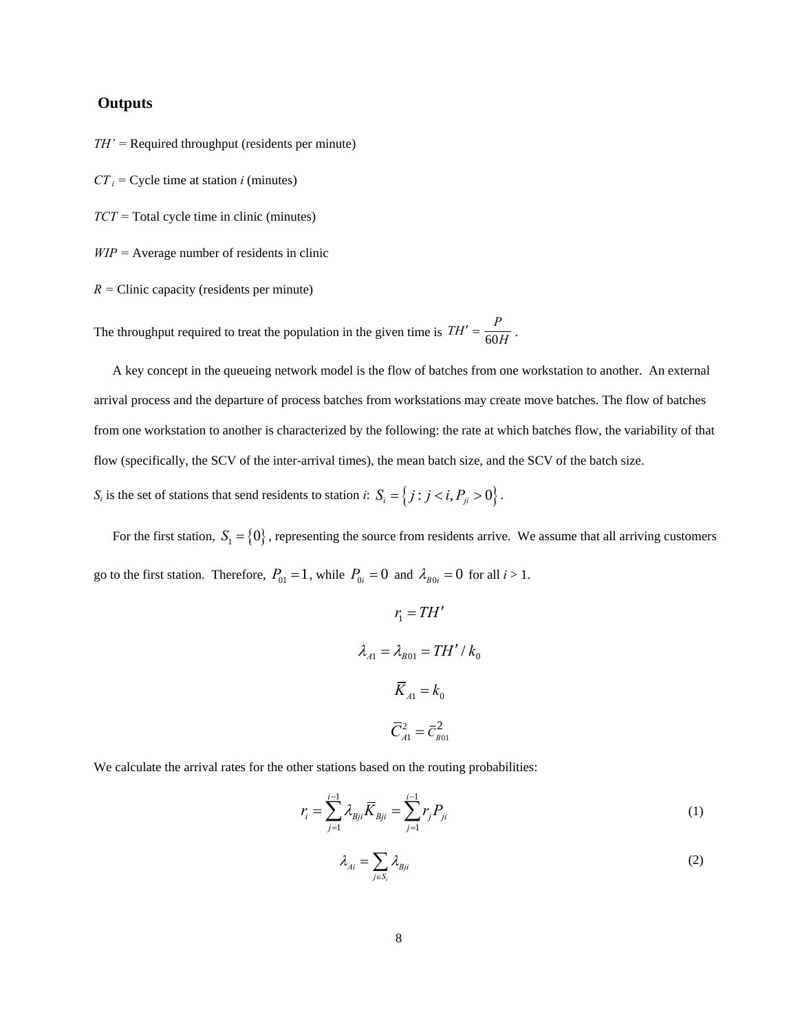### Outputs

*TH'* = Required throughput (residents per minute)

$CT_i$ = Cycle time at station *i* (minutes)

*TCT* = Total cycle time in clinic (minutes)

*WIP* = Average number of residents in clinic

*R* = Clinic capacity (residents per minute)

The throughput required to treat the population in the given time is $TH' = \dfrac{P}{60H}$ .

A key concept in the queueing network model is the flow of batches from one workstation to another. An external arrival process and the departure of process batches from workstations may create move batches. The flow of batches from one workstation to another is characterized by the following: the rate at which batches flow, the variability of that flow (specifically, the SCV of the inter-arrival times), the mean batch size, and the SCV of the batch size.

$S_i$ is the set of stations that send residents to station *i*: $S_i = \{ j : j < i, P_{ji} > 0 \}$.

For the first station, $S_1 = \{0\}$, representing the source from residents arrive. We assume that all arriving customers go to the first station. Therefore, $P_{01} = 1$, while $P_{0i} = 0$ and $\lambda_{B0i} = 0$ for all *i* > 1.

$$r_1 = TH'$$

$$\lambda_{A1} = \lambda_{B01} = TH' / k_0$$

$$\bar{K}_{A1} = k_0$$

$$\bar{C}_{A1}^2 = \bar{c}_{B01}^2$$

We calculate the arrival rates for the other stations based on the routing probabilities:

$$r_i = \sum_{j=1}^{i-1} \lambda_{Bji} \bar{K}_{Bji} = \sum_{j=1}^{i-1} r_j P_{ji} \tag{1}$$

$$\lambda_{Ai} = \sum_{j \in S_i} \lambda_{Bji} \tag{2}$$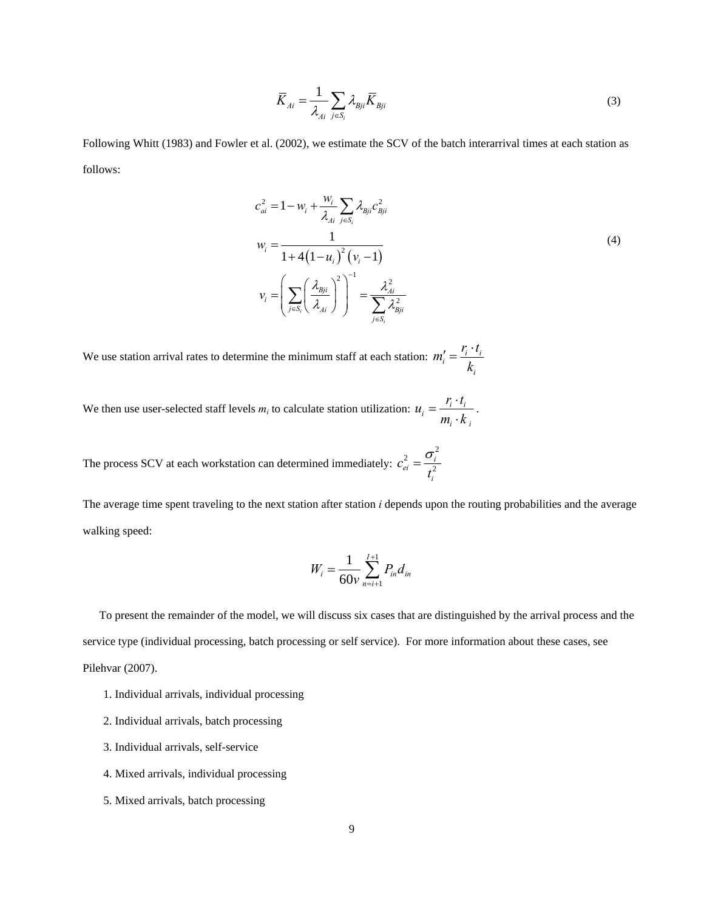$$\bar{K}_{Ai} = \frac{1}{\lambda_{Ai}} \sum_{j \in S_i} \lambda_{Bji} \bar{K}_{Bji} \tag{3}$$

Following Whitt (1983) and Fowler et al. (2002), we estimate the SCV of the batch interarrival times at each station as follows:

$$\begin{aligned} c_{ai}^2 &= 1 - w_i + \frac{w_i}{\lambda_{Ai}} \sum_{j \in S_i} \lambda_{Bji} c_{Bji}^2 \\ w_i &= \frac{1}{1 + 4(1-u_i)^2 (v_i - 1)} \\ v_i &= \left( \sum_{j \in S_i} \left( \frac{\lambda_{Bji}}{\lambda_{Ai}} \right)^2 \right)^{-1} = \frac{\lambda_{Ai}^2}{\sum_{j \in S_i} \lambda_{Bji}^2} \end{aligned} \tag{4}$$

We use station arrival rates to determine the minimum staff at each station: $m_i' = \frac{r_i \cdot t_i}{k_i}$

We then use user-selected staff levels $m_i$ to calculate station utilization: $u_i = \frac{r_i \cdot t_i}{m_i \cdot k_i}$.

The process SCV at each workstation can determined immediately: $c_{ei}^2 = \frac{\sigma_i^2}{t_i^2}$

The average time spent traveling to the next station after station *i* depends upon the routing probabilities and the average walking speed:

$$W_i = \frac{1}{60v} \sum_{n=i+1}^{I+1} P_{in} d_{in}$$

To present the remainder of the model, we will discuss six cases that are distinguished by the arrival process and the service type (individual processing, batch processing or self service). For more information about these cases, see Pilehvar (2007).

1. Individual arrivals, individual processing
2. Individual arrivals, batch processing
3. Individual arrivals, self-service
4. Mixed arrivals, individual processing
5. Mixed arrivals, batch processing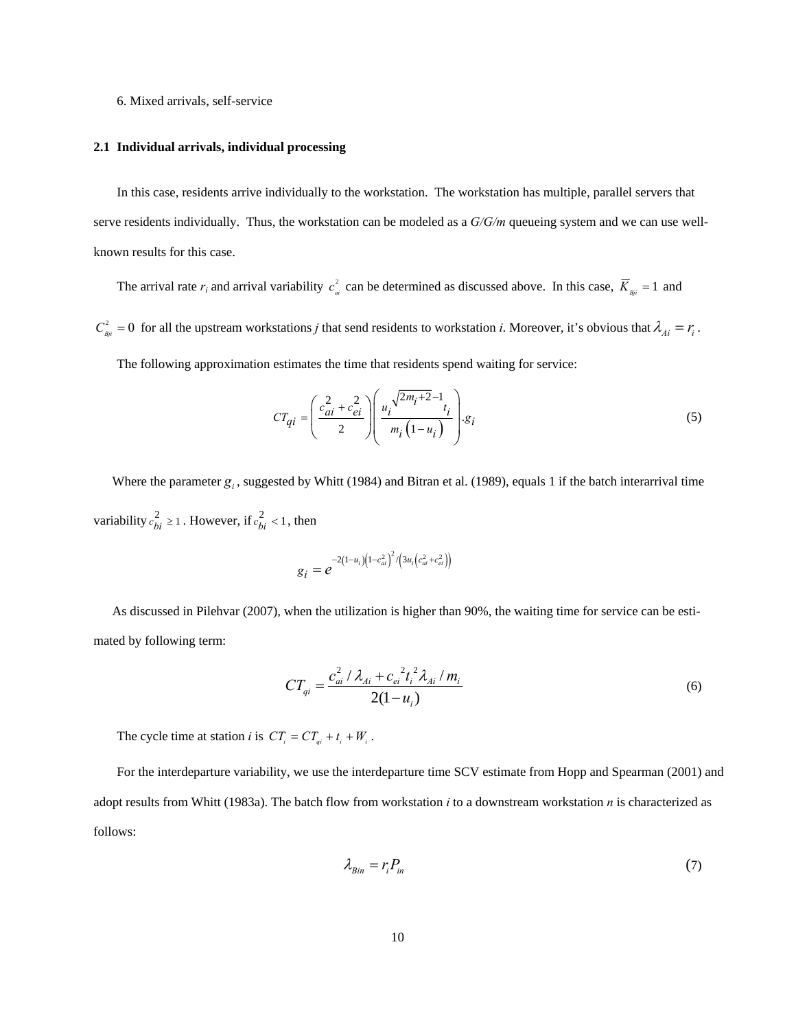6. Mixed arrivals, self-service

### 2.1 Individual arrivals, individual processing

In this case, residents arrive individually to the workstation. The workstation has multiple, parallel servers that serve residents individually. Thus, the workstation can be modeled as a *G/G/m* queueing system and we can use well-known results for this case.

The arrival rate $r_i$ and arrival variability $c_{ai}^2$ can be determined as discussed above. In this case, $\overline{K}_{Bji} = 1$ and $C_{Bji}^2 = 0$ for all the upstream workstations *j* that send residents to workstation *i*. Moreover, it's obvious that $\lambda_{Ai} = r_i$.

The following approximation estimates the time that residents spend waiting for service:

$$CT_{qi} = \left( \frac{c_{ai}^2 + c_{ei}^2}{2} \right) \left( \frac{u_i^{\sqrt{2m_i+2}-1} t_i}{m_i \left(1 - u_i\right)} \right) \cdot g_i \tag{5}$$

Where the parameter $g_i$, suggested by Whitt (1984) and Bitran et al. (1989), equals 1 if the batch interarrival time variability $c_{bi}^2 \geq 1$. However, if $c_{bi}^2 < 1$, then

$$g_i = e^{-2(1-u_i)\left(1-c_{ai}^2\right)^2 / \left(3u_i\left(c_{ai}^2 + c_{ei}^2\right)\right)}$$

As discussed in Pilehvar (2007), when the utilization is higher than 90%, the waiting time for service can be estimated by following term:

$$CT_{qi} = \frac{c_{ai}^2 / \lambda_{Ai} + c_{ei}^{\ 2} t_i^{\ 2} \lambda_{Ai} / m_i}{2(1-u_i)} \tag{6}$$

The cycle time at station *i* is $CT_i = CT_{qi} + t_i + W_i$.

For the interdeparture variability, we use the interdeparture time SCV estimate from Hopp and Spearman (2001) and adopt results from Whitt (1983a). The batch flow from workstation *i* to a downstream workstation *n* is characterized as follows:

$$\lambda_{Bin} = r_i P_{in} \tag{7}$$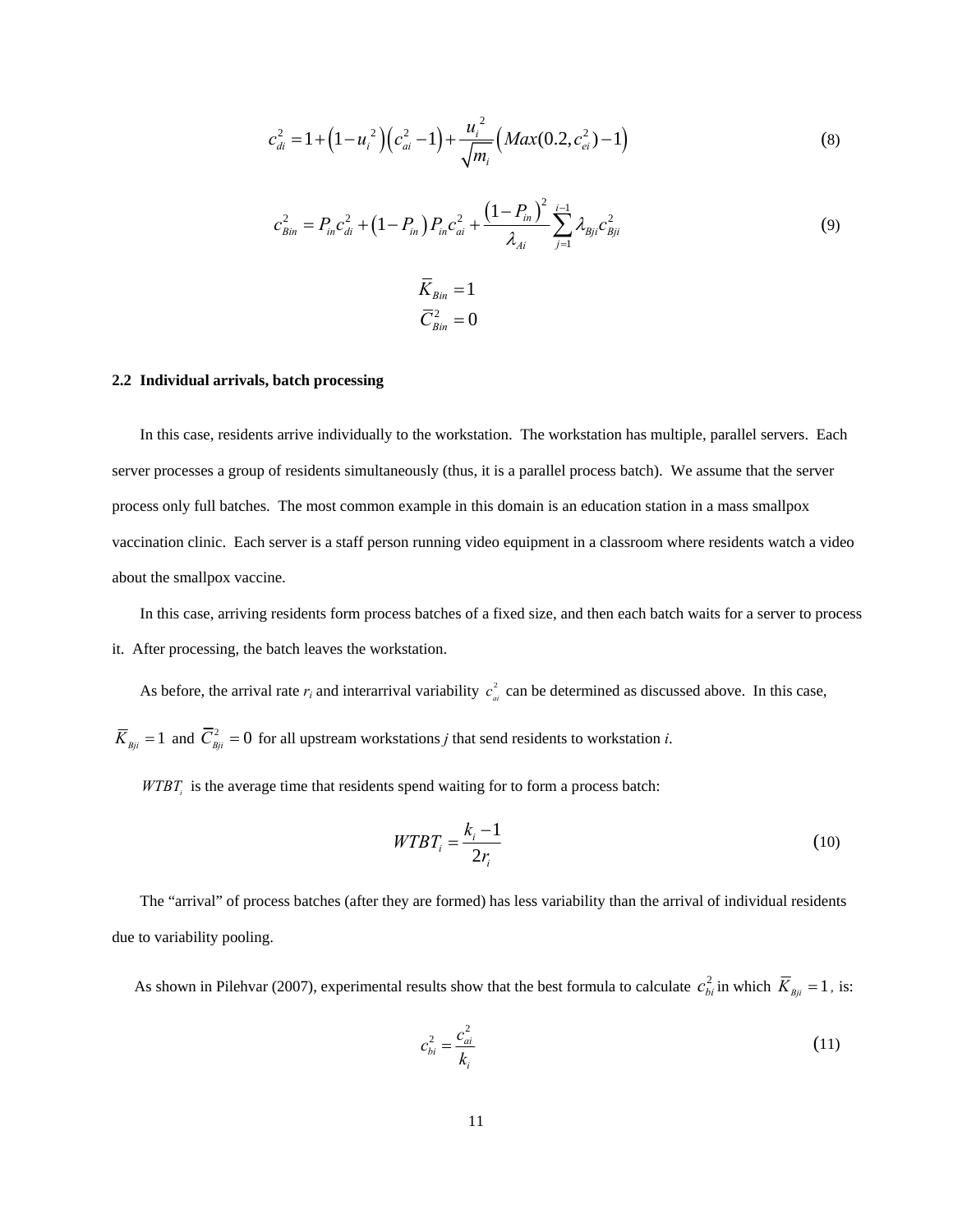$$c_{di}^2 = 1 + \left(1 - u_i^{\,2}\right)\left(c_{ai}^2 - 1\right) + \frac{u_i^{\,2}}{\sqrt{m_i}}\left(Max(0.2, c_{ei}^2) - 1\right) \tag{8}$$

$$c_{Bin}^2 = P_{in} c_{di}^2 + \left(1 - P_{in}\right) P_{in} c_{ai}^2 + \frac{\left(1 - P_{in}\right)^2}{\lambda_{Ai}} \sum_{j=1}^{i-1} \lambda_{Bji} c_{Bji}^2 \tag{9}$$

$$\bar{K}_{Bin} = 1$$
$$\bar{C}_{Bin}^2 = 0$$

### 2.2 Individual arrivals, batch processing

In this case, residents arrive individually to the workstation. The workstation has multiple, parallel servers. Each server processes a group of residents simultaneously (thus, it is a parallel process batch). We assume that the server process only full batches. The most common example in this domain is an education station in a mass smallpox vaccination clinic. Each server is a staff person running video equipment in a classroom where residents watch a video about the smallpox vaccine.

In this case, arriving residents form process batches of a fixed size, and then each batch waits for a server to process it. After processing, the batch leaves the workstation.

As before, the arrival rate $r_i$ and interarrival variability $c_{ai}^2$ can be determined as discussed above. In this case, $\bar{K}_{Bji} = 1$ and $\bar{C}_{Bji}^2 = 0$ for all upstream workstations *j* that send residents to workstation *i*.

$WTBT_i$ is the average time that residents spend waiting for to form a process batch:

$$WTBT_i = \frac{k_i - 1}{2r_i} \tag{10}$$

The "arrival" of process batches (after they are formed) has less variability than the arrival of individual residents due to variability pooling.

As shown in Pilehvar (2007), experimental results show that the best formula to calculate $c_{bi}^2$ in which $\bar{K}_{Bji} = 1$, is:

$$c_{bi}^2 = \frac{c_{ai}^2}{k_i} \tag{11}$$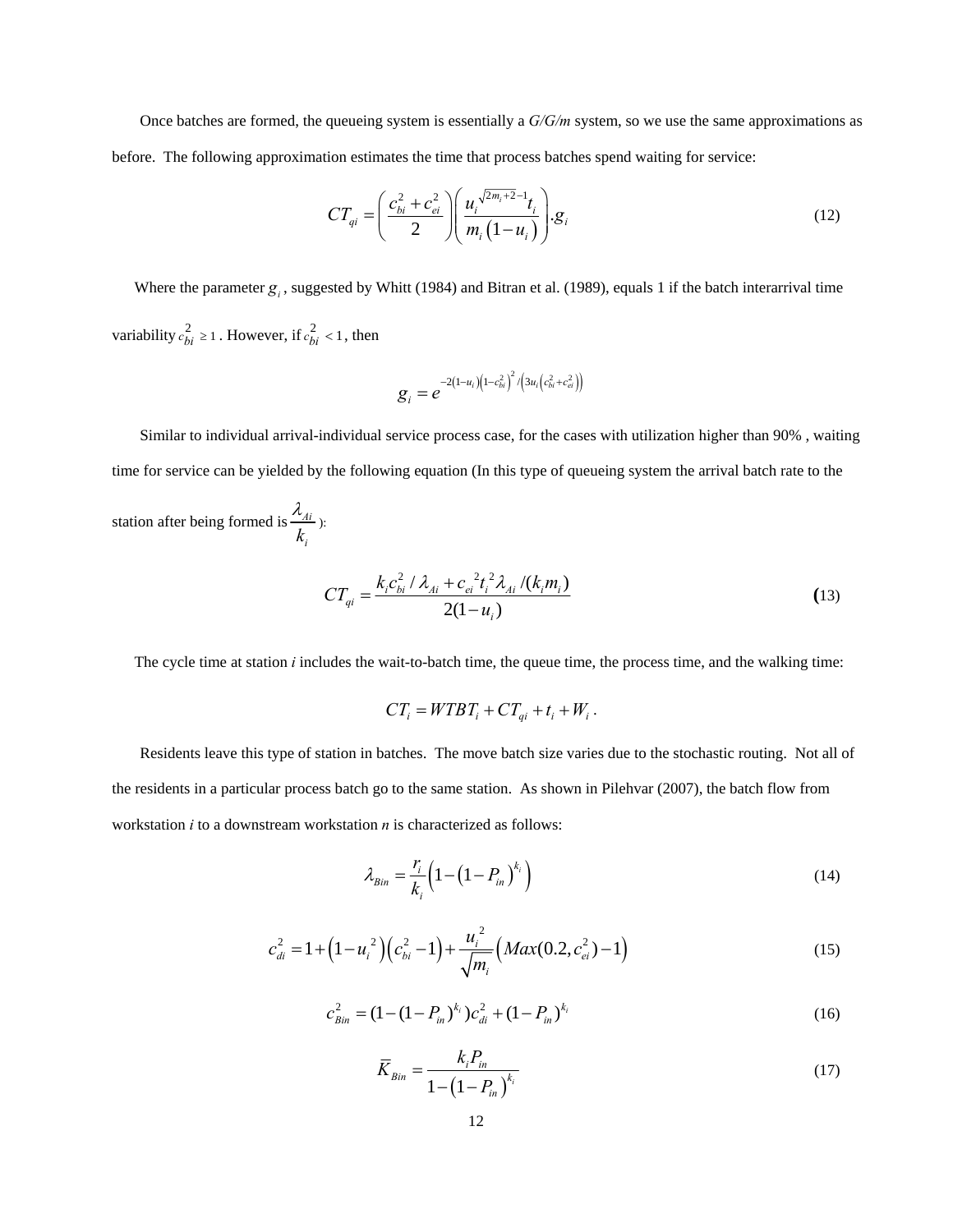Once batches are formed, the queueing system is essentially a *G/G/m* system, so we use the same approximations as before. The following approximation estimates the time that process batches spend waiting for service:

$$CT_{qi} = \left(\frac{c_{bi}^2 + c_{ei}^2}{2}\right)\left(\frac{u_i^{\sqrt{2m_i+2}-1} t_i}{m_i\left(1-u_i\right)}\right).g_i \tag{12}$$

Where the parameter $g_i$, suggested by Whitt (1984) and Bitran et al. (1989), equals 1 if the batch interarrival time variability $c_{bi}^2 \geq 1$. However, if $c_{bi}^2 < 1$, then

$$g_i = e^{-2\left(1-u_i\right)\left(1-c_{bi}^2\right)^2 / \left(3u_i\left(c_{bi}^2 + c_{ei}^2\right)\right)}$$

Similar to individual arrival-individual service process case, for the cases with utilization higher than 90% , waiting time for service can be yielded by the following equation (In this type of queueing system the arrival batch rate to the station after being formed is $\frac{\lambda_{Ai}}{k_i}$ ):

$$CT_{qi} = \frac{k_i c_{bi}^2 / \lambda_{Ai} + c_{ei}{}^2 t_i{}^2 \lambda_{Ai} / (k_i m_i)}{2(1-u_i)} \tag{13}$$

The cycle time at station $i$ includes the wait-to-batch time, the queue time, the process time, and the walking time:

$$CT_i = WTBT_i + CT_{qi} + t_i + W_i \,.$$

Residents leave this type of station in batches. The move batch size varies due to the stochastic routing. Not all of the residents in a particular process batch go to the same station. As shown in Pilehvar (2007), the batch flow from workstation $i$ to a downstream workstation $n$ is characterized as follows:

$$\lambda_{Bin} = \frac{r_i}{k_i}\left(1-\left(1-P_{in}\right)^{k_i}\right) \tag{14}$$

$$c_{di}^2 = 1 + \left(1-u_i{}^2\right)\left(c_{bi}^2 - 1\right) + \frac{u_i{}^2}{\sqrt{m_i}}\left(Max(0.2, c_{ei}^2) - 1\right) \tag{15}$$

$$c_{Bin}^2 = (1-(1-P_{in})^{k_i})c_{di}^2 + (1-P_{in})^{k_i} \tag{16}$$

$$\bar{K}_{Bin} = \frac{k_i P_{in}}{1-\left(1-P_{in}\right)^{k_i}} \tag{17}$$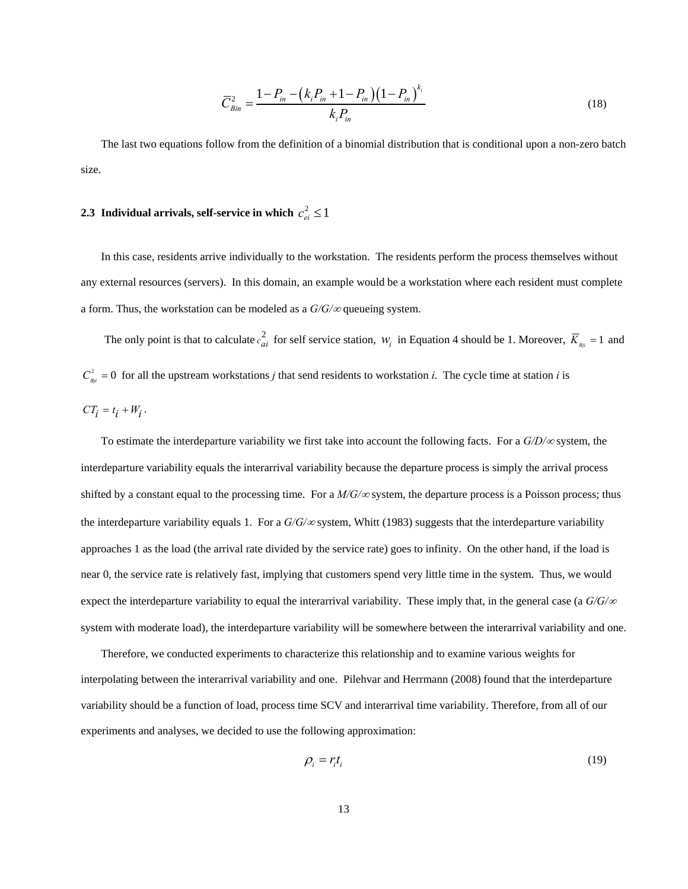$$\bar{C}_{Bin}^{2} = \frac{1 - P_{in} - \left(k_i P_{in} + 1 - P_{in}\right)\left(1 - P_{in}\right)^{k_i}}{k_i P_{in}} \tag{18}$$

The last two equations follow from the definition of a binomial distribution that is conditional upon a non-zero batch size.

### 2.3 Individual arrivals, self-service in which $c_{ei}^2 \leq 1$

In this case, residents arrive individually to the workstation. The residents perform the process themselves without any external resources (servers). In this domain, an example would be a workstation where each resident must complete a form. Thus, the workstation can be modeled as a *G/G/∞* queueing system.

The only point is that to calculate $c_{ai}^2$ for self service station, $w_i$ in Equation 4 should be 1. Moreover, $\bar{K}_{Bji} = 1$ and $C_{Bji}^2 = 0$ for all the upstream workstations *j* that send residents to workstation *i*. The cycle time at station *i* is $CT_i = t_i + W_i$.

To estimate the interdeparture variability we first take into account the following facts. For a *G/D/∞* system, the interdeparture variability equals the interarrival variability because the departure process is simply the arrival process shifted by a constant equal to the processing time. For a *M/G/∞* system, the departure process is a Poisson process; thus the interdeparture variability equals 1. For a *G/G/∞* system, Whitt (1983) suggests that the interdeparture variability approaches 1 as the load (the arrival rate divided by the service rate) goes to infinity. On the other hand, if the load is near 0, the service rate is relatively fast, implying that customers spend very little time in the system. Thus, we would expect the interdeparture variability to equal the interarrival variability. These imply that, in the general case (a *G/G/∞* system with moderate load), the interdeparture variability will be somewhere between the interarrival variability and one.

Therefore, we conducted experiments to characterize this relationship and to examine various weights for interpolating between the interarrival variability and one. Pilehvar and Herrmann (2008) found that the interdeparture variability should be a function of load, process time SCV and interarrival time variability. Therefore, from all of our experiments and analyses, we decided to use the following approximation:

$$\rho_i = r_i t_i \tag{19}$$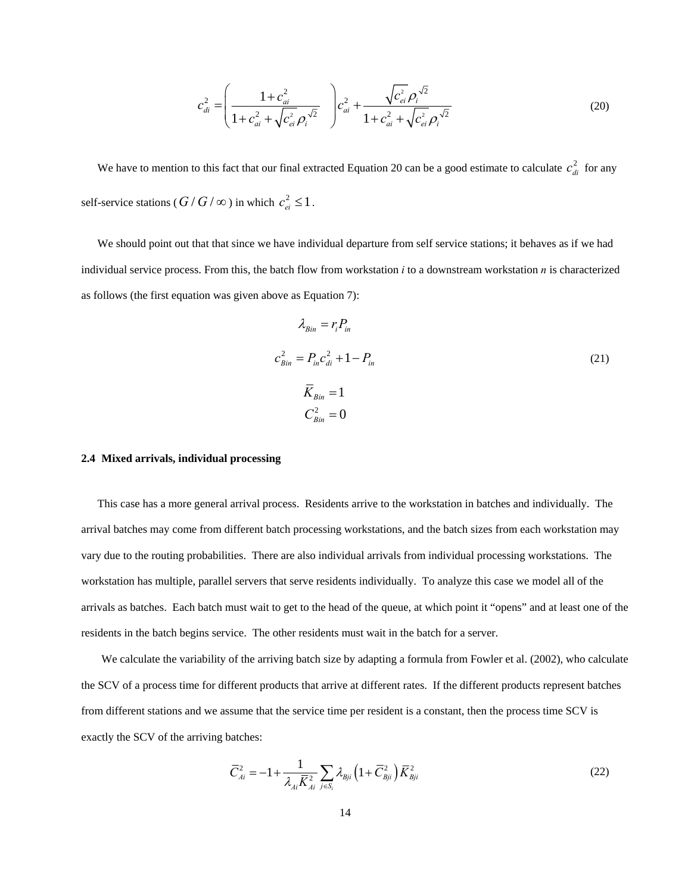$$c_{di}^2 = \left( \frac{1+c_{ai}^2}{1+c_{ai}^2+\sqrt{c_{ei}^2}\,\rho_i^{\sqrt{2}}} \right) c_{ai}^2 + \frac{\sqrt{c_{ei}^2}\,\rho_i^{\sqrt{2}}}{1+c_{ai}^2+\sqrt{c_{ei}^2}\,\rho_i^{\sqrt{2}}} \tag{20}$$

We have to mention to this fact that our final extracted Equation 20 can be a good estimate to calculate $c_{di}^2$ for any self-service stations ($G/G/\infty$) in which $c_{ei}^2 \leq 1$.

We should point out that that since we have individual departure from self service stations; it behaves as if we had individual service process. From this, the batch flow from workstation *i* to a downstream workstation *n* is characterized as follows (the first equation was given above as Equation 7):

$$\begin{aligned} \lambda_{Bin} &= r_i P_{in} \\ c_{Bin}^2 &= P_{in} c_{di}^2 + 1 - P_{in} \\ \bar{K}_{Bin} &= 1 \\ C_{Bin}^2 &= 0 \end{aligned} \tag{21}$$

### 2.4 Mixed arrivals, individual processing

This case has a more general arrival process. Residents arrive to the workstation in batches and individually. The arrival batches may come from different batch processing workstations, and the batch sizes from each workstation may vary due to the routing probabilities. There are also individual arrivals from individual processing workstations. The workstation has multiple, parallel servers that serve residents individually. To analyze this case we model all of the arrivals as batches. Each batch must wait to get to the head of the queue, at which point it "opens" and at least one of the residents in the batch begins service. The other residents must wait in the batch for a server.

We calculate the variability of the arriving batch size by adapting a formula from Fowler et al. (2002), who calculate the SCV of a process time for different products that arrive at different rates. If the different products represent batches from different stations and we assume that the service time per resident is a constant, then the process time SCV is exactly the SCV of the arriving batches:

$$\bar{C}_{Ai}^2 = -1 + \frac{1}{\lambda_{Ai} \bar{K}_{Ai}^2} \sum_{j \in S_i} \lambda_{Bji} \left(1 + \bar{C}_{Bji}^2\right) \bar{K}_{Bji}^2 \tag{22}$$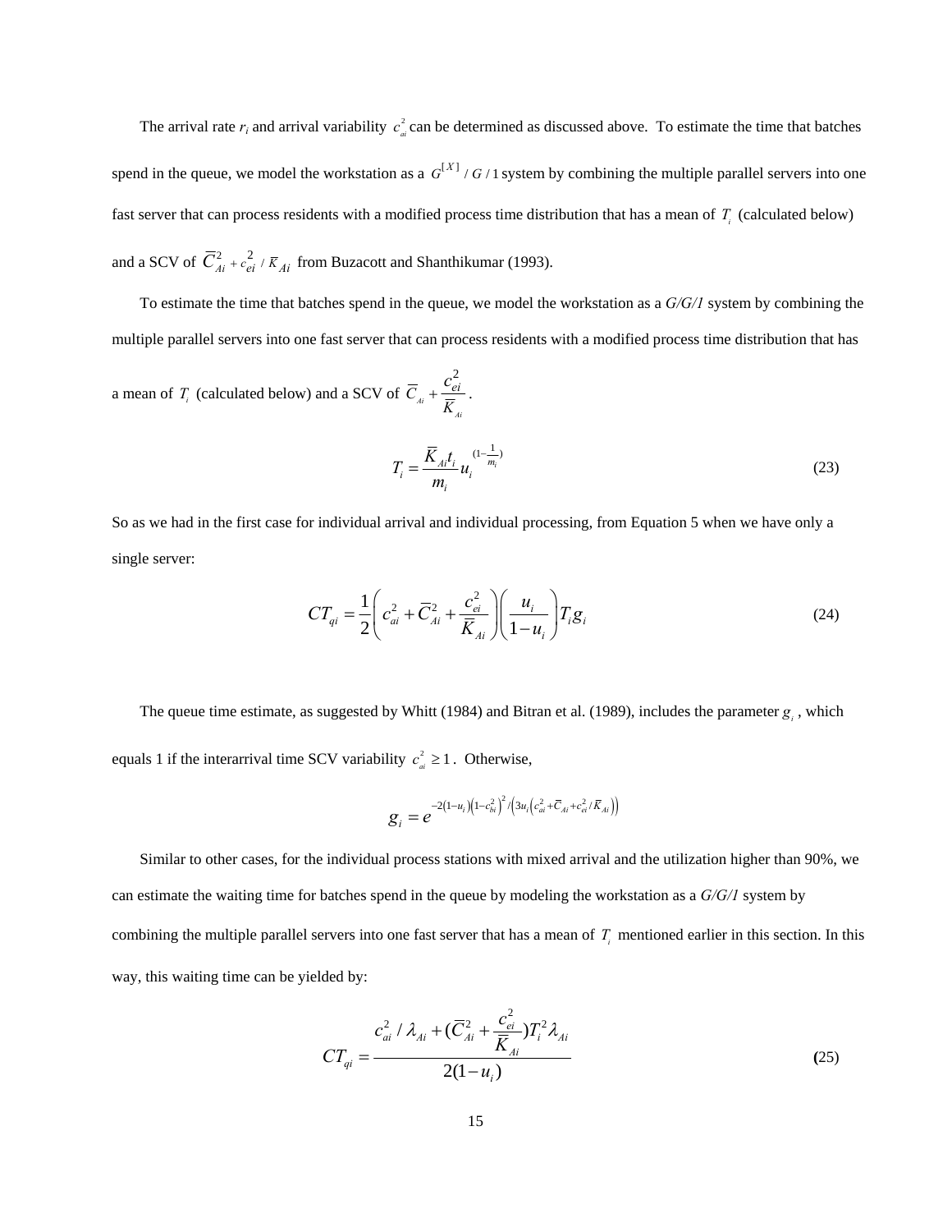The arrival rate $r_i$ and arrival variability $c_{ai}^2$ can be determined as discussed above. To estimate the time that batches spend in the queue, we model the workstation as a $G^{[X]}/G/1$ system by combining the multiple parallel servers into one fast server that can process residents with a modified process time distribution that has a mean of $T_i$ (calculated below) and a SCV of $\overline{C}_{Ai}^2 + c_{ei}^2 / \overline{K}_{Ai}$ from Buzacott and Shanthikumar (1993).

To estimate the time that batches spend in the queue, we model the workstation as a *G/G/1* system by combining the multiple parallel servers into one fast server that can process residents with a modified process time distribution that has a mean of $T_i$ (calculated below) and a SCV of $\overline{C}_{Ai} + \dfrac{c_{ei}^2}{\overline{K}_{Ai}}$.

$$T_i = \frac{\overline{K}_{Ai} t_i}{m_i} u_i^{(1-\frac{1}{m_i})} \tag{23}$$

So as we had in the first case for individual arrival and individual processing, from Equation 5 when we have only a single server:

$$CT_{qi} = \frac{1}{2}\left(c_{ai}^2 + \overline{C}_{Ai}^2 + \frac{c_{ei}^2}{\overline{K}_{Ai}}\right)\left(\frac{u_i}{1-u_i}\right) T_i g_i \tag{24}$$

The queue time estimate, as suggested by Whitt (1984) and Bitran et al. (1989), includes the parameter $g_i$, which equals 1 if the interarrival time SCV variability $c_{ai}^2 \geq 1$. Otherwise,

$$g_i = e^{-2(1-u_i)\left(1-c_{bi}^2\right)^2 / \left(3u_i\left(c_{ai}^2 + \overline{C}_{Ai} + c_{ei}^2 / \overline{K}_{Ai}\right)\right)}$$

Similar to other cases, for the individual process stations with mixed arrival and the utilization higher than 90%, we can estimate the waiting time for batches spend in the queue by modeling the workstation as a *G/G/1* system by combining the multiple parallel servers into one fast server that has a mean of $T_i$ mentioned earlier in this section. In this way, this waiting time can be yielded by:

$$CT_{qi} = \frac{c_{ai}^2 / \lambda_{Ai} + (\overline{C}_{Ai}^2 + \dfrac{c_{ei}^2}{\overline{K}_{Ai}}) T_i^2 \lambda_{Ai}}{2(1-u_i)} \tag{25}$$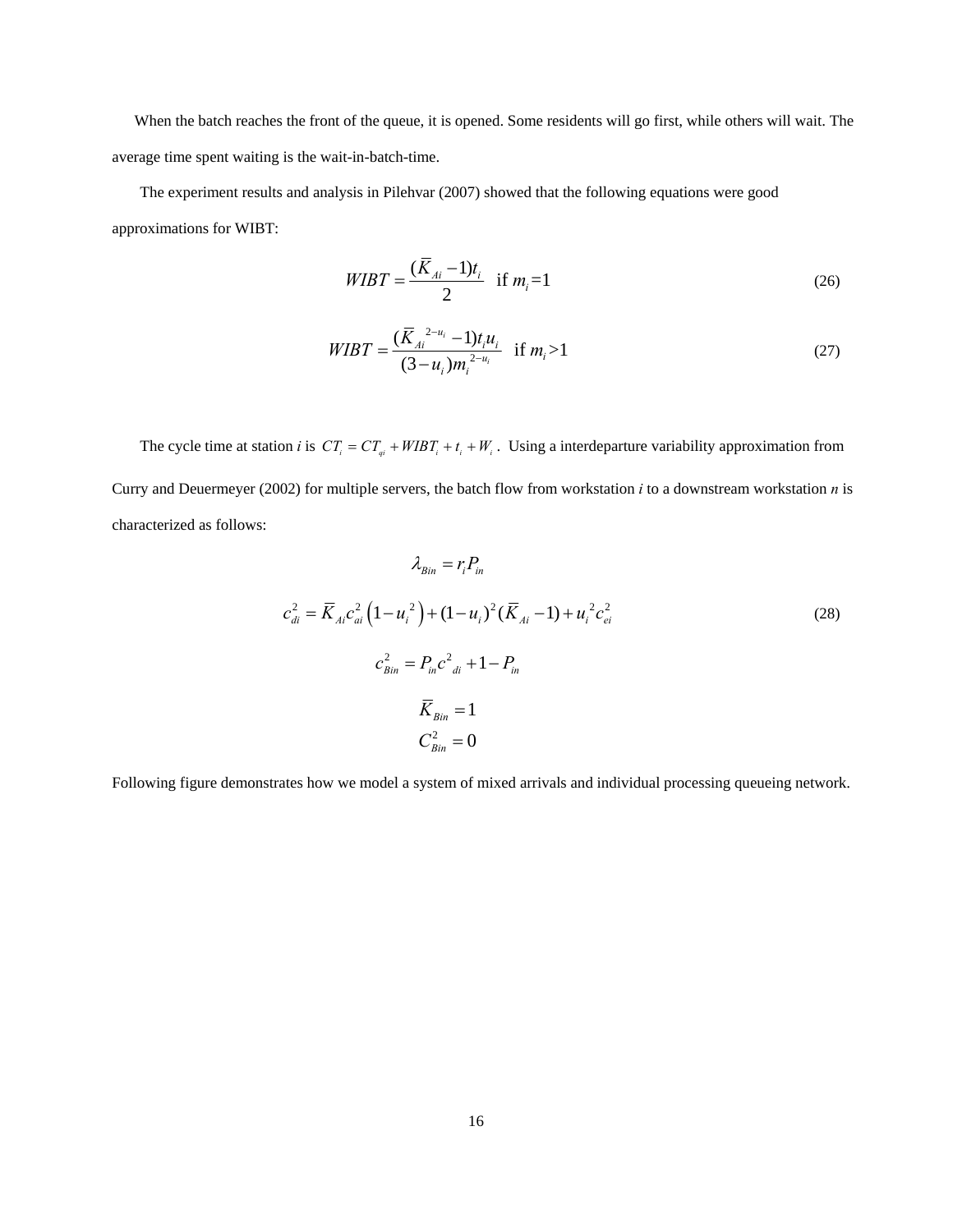When the batch reaches the front of the queue, it is opened. Some residents will go first, while others will wait. The average time spent waiting is the wait-in-batch-time.

The experiment results and analysis in Pilehvar (2007) showed that the following equations were good approximations for WIBT:

$$WIBT = \frac{(\bar{K}_{Ai} - 1)t_i}{2} \quad \text{if } m_i = 1 \tag{26}$$

$$WIBT = \frac{(\bar{K}_{Ai}{}^{2-u_i} - 1)t_i u_i}{(3-u_i)m_i{}^{2-u_i}} \quad \text{if } m_i > 1 \tag{27}$$

The cycle time at station *i* is $CT_i = CT_{qi} + WIBT_i + t_i + W_i$. Using a interdeparture variability approximation from Curry and Deuermeyer (2002) for multiple servers, the batch flow from workstation *i* to a downstream workstation *n* is characterized as follows:

$$\lambda_{Bin} = r_i P_{in}$$

$$c_{di}^2 = \bar{K}_{Ai} c_{ai}^2 \left(1 - u_i{}^2\right) + (1-u_i)^2 (\bar{K}_{Ai} - 1) + u_i{}^2 c_{ei}^2 \tag{28}$$

$$c_{Bin}^2 = P_{in} c^2{}_{di} + 1 - P_{in}$$

$$\bar{K}_{Bin} = 1$$

$$C_{Bin}^2 = 0$$

Following figure demonstrates how we model a system of mixed arrivals and individual processing queueing network.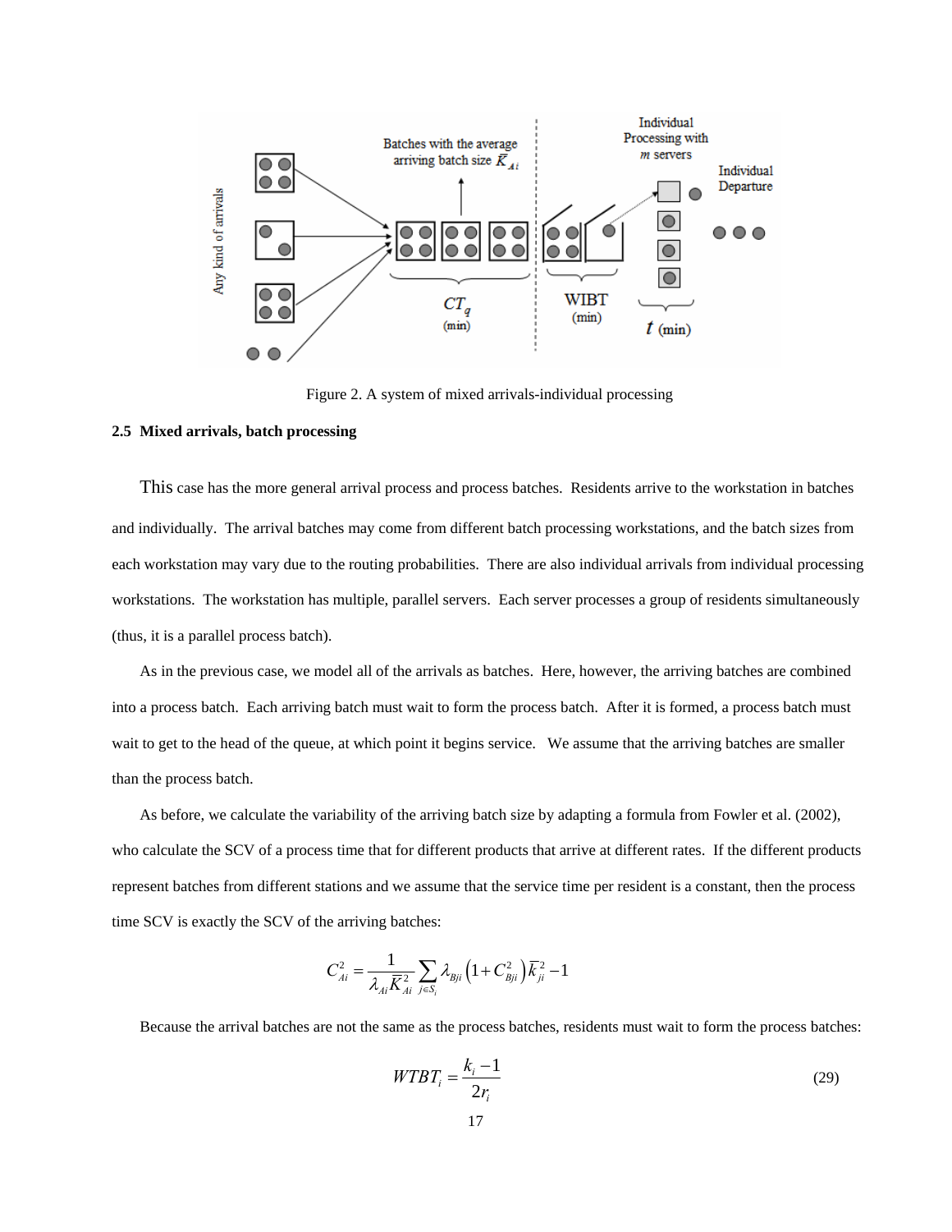Figure 2. A system of mixed arrivals-individual processing

### 2.5 Mixed arrivals, batch processing

This case has the more general arrival process and process batches. Residents arrive to the workstation in batches and individually. The arrival batches may come from different batch processing workstations, and the batch sizes from each workstation may vary due to the routing probabilities. There are also individual arrivals from individual processing workstations. The workstation has multiple, parallel servers. Each server processes a group of residents simultaneously (thus, it is a parallel process batch).

As in the previous case, we model all of the arrivals as batches. Here, however, the arriving batches are combined into a process batch. Each arriving batch must wait to form the process batch. After it is formed, a process batch must wait to get to the head of the queue, at which point it begins service. We assume that the arriving batches are smaller than the process batch.

As before, we calculate the variability of the arriving batch size by adapting a formula from Fowler et al. (2002), who calculate the SCV of a process time that for different products that arrive at different rates. If the different products represent batches from different stations and we assume that the service time per resident is a constant, then the process time SCV is exactly the SCV of the arriving batches:

$$C_{Ai}^2 = \frac{1}{\lambda_{Ai}\bar{K}_{Ai}^2}\sum_{j \in S_i} \lambda_{Bji}\left(1 + C_{Bji}^2\right)\bar{k}_{ji}^2 - 1$$

Because the arrival batches are not the same as the process batches, residents must wait to form the process batches:

$$WTBT_i = \frac{k_i - 1}{2r_i} \tag{29}$$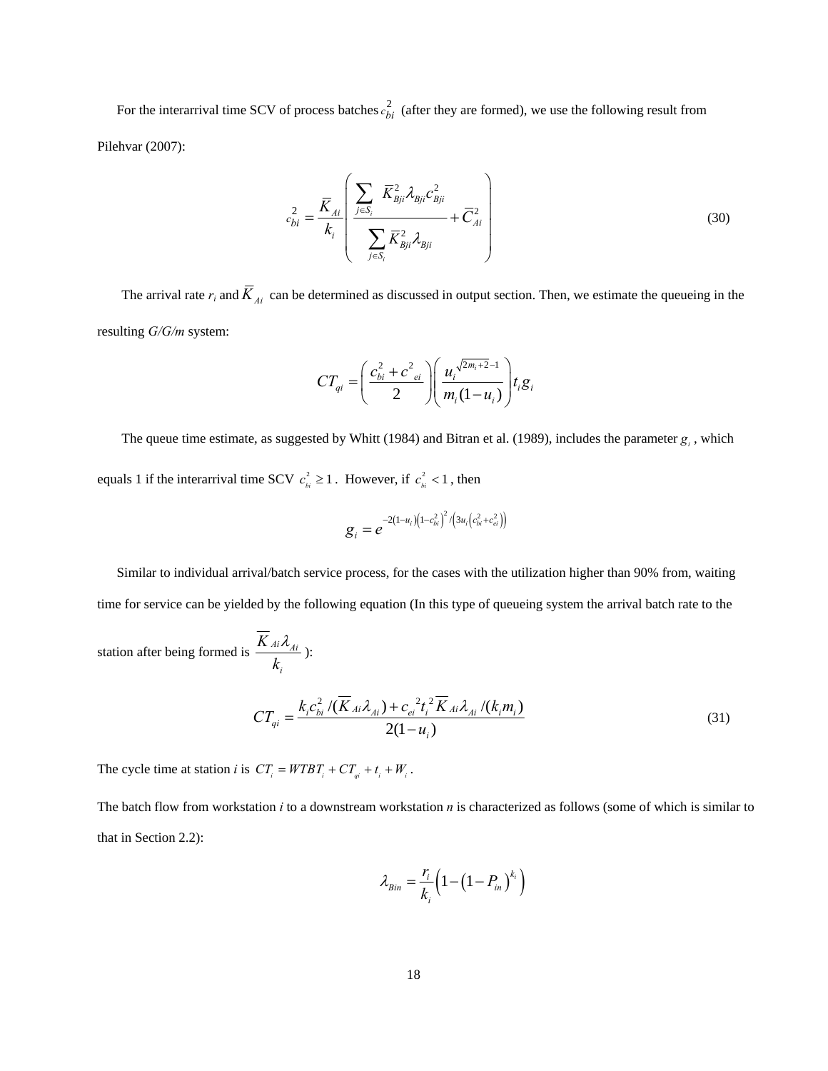For the interarrival time SCV of process batches $c_{bi}^2$ (after they are formed), we use the following result from Pilehvar (2007):

$$c_{bi}^2 = \frac{\overline{K}_{Ai}}{k_i}\left( \frac{\sum_{j \in S_i} \overline{K}_{Bji}^2 \lambda_{Bji} c_{Bji}^2}{\sum_{j \in S_i} \overline{K}_{Bji}^2 \lambda_{Bji}} + \overline{C}_{Ai}^2 \right) \tag{30}$$

The arrival rate $r_i$ and $\overline{K}_{Ai}$ can be determined as discussed in output section. Then, we estimate the queueing in the resulting *G/G/m* system:

$$CT_{qi} = \left( \frac{c_{bi}^2 + c_{ei}^2}{2} \right) \left( \frac{u_i^{\sqrt{2m_i+2}-1}}{m_i(1-u_i)} \right) t_i g_i$$

The queue time estimate, as suggested by Whitt (1984) and Bitran et al. (1989), includes the parameter $g_i$, which equals 1 if the interarrival time SCV $c_{bi}^2 \geq 1$. However, if $c_{bi}^2 < 1$, then

$$g_i = e^{-2(1-u_i)\left(1-c_{bi}^2\right)^2 / \left(3u_i\left(c_{bi}^2 + c_{ei}^2\right)\right)}$$

Similar to individual arrival/batch service process, for the cases with the utilization higher than 90% from, waiting time for service can be yielded by the following equation (In this type of queueing system the arrival batch rate to the station after being formed is $\frac{\overline{K}_{Ai}\lambda_{Ai}}{k_i}$ ):

$$CT_{qi} = \frac{k_i c_{bi}^2 / (\overline{K}_{Ai}\lambda_{Ai}) + c_{ei}^2 t_i^2 \overline{K}_{Ai}\lambda_{Ai} / (k_i m_i)}{2(1-u_i)} \tag{31}$$

The cycle time at station *i* is $CT_i = WTBT_i + CT_{qi} + t_i + W_i$.

The batch flow from workstation *i* to a downstream workstation *n* is characterized as follows (some of which is similar to that in Section 2.2):

$$\lambda_{Bin} = \frac{r_i}{k_i}\left(1 - \left(1 - P_{in}\right)^{k_i}\right)$$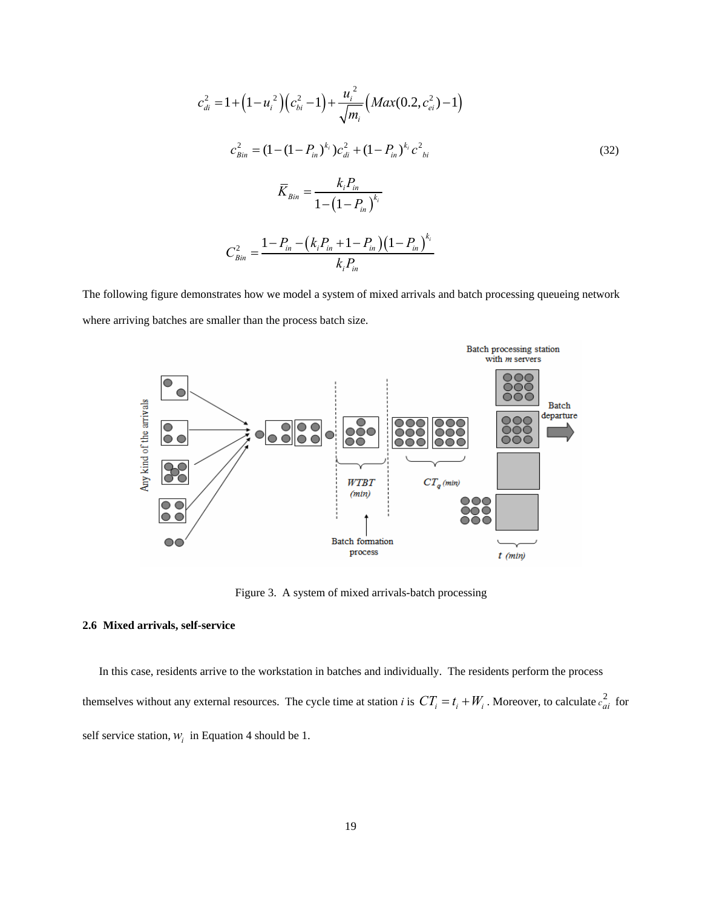$$c_{di}^2 = 1 + \left(1 - u_i^{\,2}\right)\left(c_{bi}^2 - 1\right) + \frac{u_i^{\,2}}{\sqrt{m_i}}\left(Max(0.2, c_{ei}^2) - 1\right)$$

$$c_{Bin}^2 = (1 - (1 - P_{in})^{k_i})c_{di}^2 + (1 - P_{in})^{k_i} c^2_{bi} \tag{32}$$

$$\bar{K}_{Bin} = \frac{k_i P_{in}}{1 - \left(1 - P_{in}\right)^{k_i}}$$

$$C_{Bin}^2 = \frac{1 - P_{in} - \left(k_i P_{in} + 1 - P_{in}\right)\left(1 - P_{in}\right)^{k_i}}{k_i P_{in}}$$

The following figure demonstrates how we model a system of mixed arrivals and batch processing queueing network where arriving batches are smaller than the process batch size.

Figure 3. A system of mixed arrivals-batch processing

### 2.6 Mixed arrivals, self-service

In this case, residents arrive to the workstation in batches and individually. The residents perform the process themselves without any external resources. The cycle time at station *i* is $CT_i = t_i + W_i$. Moreover, to calculate $c_{ai}^2$ for self service station, $w_i$ in Equation 4 should be 1.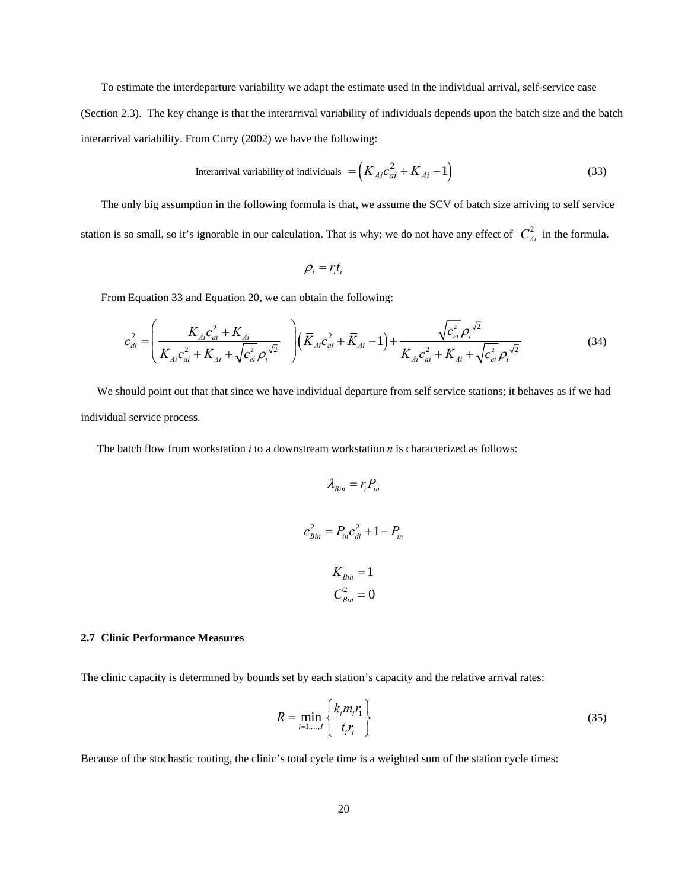To estimate the interdeparture variability we adapt the estimate used in the individual arrival, self-service case (Section 2.3). The key change is that the interarrival variability of individuals depends upon the batch size and the batch interarrival variability. From Curry (2002) we have the following:

$$\text{Interarrival variability of individuals } = \left(\bar{K}_{Ai}c_{ai}^2 + \bar{K}_{Ai} - 1\right) \tag{33}$$

The only big assumption in the following formula is that, we assume the SCV of batch size arriving to self service station is so small, so it's ignorable in our calculation. That is why; we do not have any effect of $C_{Ai}^2$ in the formula.

$$\rho_i = r_i t_i$$

From Equation 33 and Equation 20, we can obtain the following:

$$c_{di}^2 = \left(\frac{\bar{K}_{Ai}c_{ai}^2 + \bar{K}_{Ai}}{\bar{K}_{Ai}c_{ai}^2 + \bar{K}_{Ai} + \sqrt{c_{ei}^2}\rho_i^{\sqrt{2}}}\right)\left(\bar{K}_{Ai}c_{ai}^2 + \bar{K}_{Ai} - 1\right) + \frac{\sqrt{c_{ei}^2}\rho_i^{\sqrt{2}}}{\bar{K}_{Ai}c_{ai}^2 + \bar{K}_{Ai} + \sqrt{c_{ei}^2}\rho_i^{\sqrt{2}}} \tag{34}$$

We should point out that that since we have individual departure from self service stations; it behaves as if we had individual service process.

The batch flow from workstation *i* to a downstream workstation *n* is characterized as follows:

$$\lambda_{Bin} = r_i P_{in}$$

$$c_{Bin}^2 = P_{in}c_{di}^2 + 1 - P_{in}$$

$$\bar{K}_{Bin} = 1$$
$$C_{Bin}^2 = 0$$

### 2.7 Clinic Performance Measures

The clinic capacity is determined by bounds set by each station's capacity and the relative arrival rates:

$$R = \min_{i=1,\ldots,I}\left\{\frac{k_i m_i r_1}{t_i r_i}\right\} \tag{35}$$

Because of the stochastic routing, the clinic's total cycle time is a weighted sum of the station cycle times: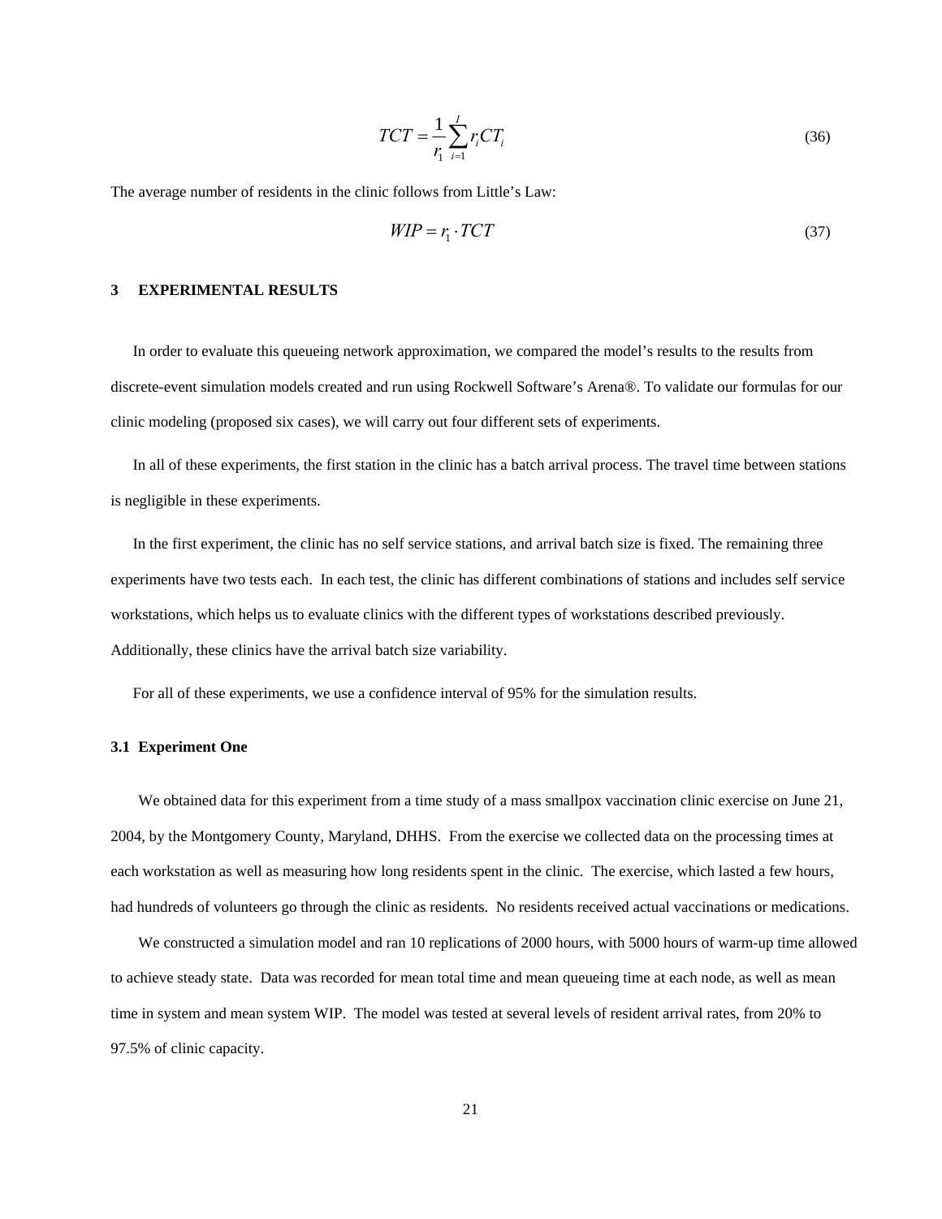$$TCT = \frac{1}{r_1} \sum_{i=1}^{I} r_i CT_i \tag{36}$$

The average number of residents in the clinic follows from Little's Law:

$$WIP = r_1 \cdot TCT \tag{37}$$

## 3 EXPERIMENTAL RESULTS

In order to evaluate this queueing network approximation, we compared the model's results to the results from discrete-event simulation models created and run using Rockwell Software's Arena®. To validate our formulas for our clinic modeling (proposed six cases), we will carry out four different sets of experiments.

In all of these experiments, the first station in the clinic has a batch arrival process. The travel time between stations is negligible in these experiments.

In the first experiment, the clinic has no self service stations, and arrival batch size is fixed. The remaining three experiments have two tests each. In each test, the clinic has different combinations of stations and includes self service workstations, which helps us to evaluate clinics with the different types of workstations described previously. Additionally, these clinics have the arrival batch size variability.

For all of these experiments, we use a confidence interval of 95% for the simulation results.

### 3.1 Experiment One

We obtained data for this experiment from a time study of a mass smallpox vaccination clinic exercise on June 21, 2004, by the Montgomery County, Maryland, DHHS. From the exercise we collected data on the processing times at each workstation as well as measuring how long residents spent in the clinic. The exercise, which lasted a few hours, had hundreds of volunteers go through the clinic as residents. No residents received actual vaccinations or medications.

We constructed a simulation model and ran 10 replications of 2000 hours, with 5000 hours of warm-up time allowed to achieve steady state. Data was recorded for mean total time and mean queueing time at each node, as well as mean time in system and mean system WIP. The model was tested at several levels of resident arrival rates, from 20% to 97.5% of clinic capacity.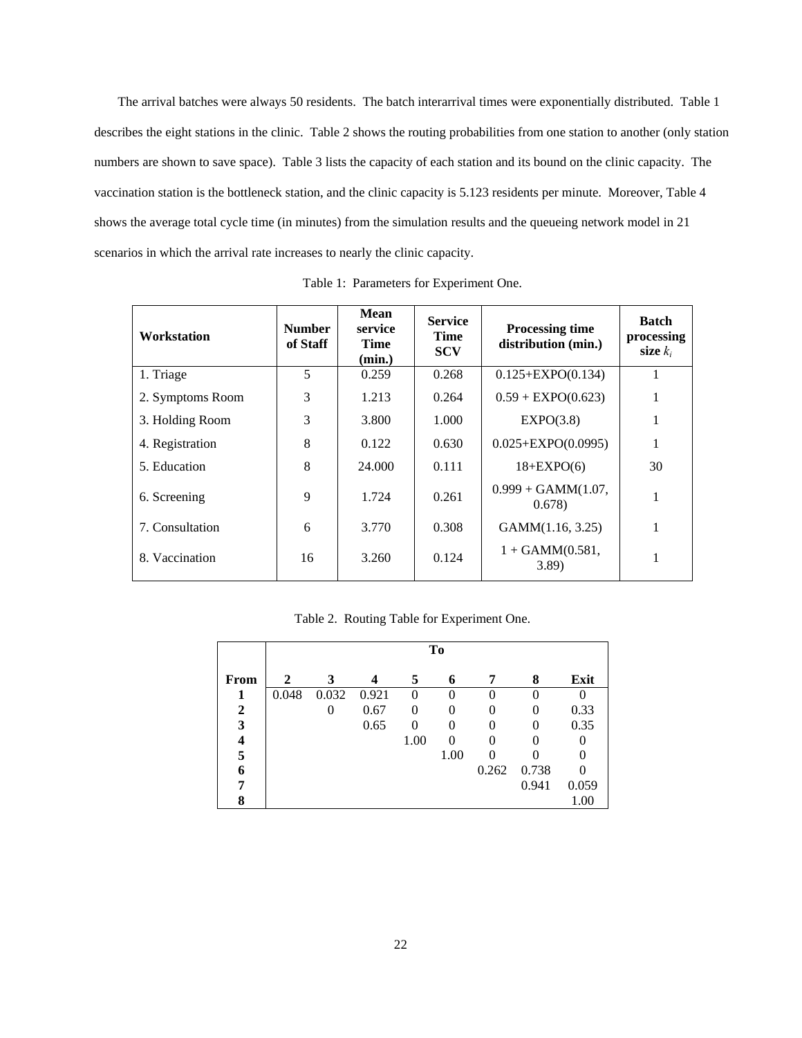The arrival batches were always 50 residents. The batch interarrival times were exponentially distributed. Table 1 describes the eight stations in the clinic. Table 2 shows the routing probabilities from one station to another (only station numbers are shown to save space). Table 3 lists the capacity of each station and its bound on the clinic capacity. The vaccination station is the bottleneck station, and the clinic capacity is 5.123 residents per minute. Moreover, Table 4 shows the average total cycle time (in minutes) from the simulation results and the queueing network model in 21 scenarios in which the arrival rate increases to nearly the clinic capacity.

Table 1: Parameters for Experiment One.

| **Workstation** | **Number of Staff** | **Mean service Time (min.)** | **Service Time SCV** | **Processing time distribution (min.)** | **Batch processing size $k_i$** |
|---|---|---|---|---|---|
| 1. Triage | 5 | 0.259 | 0.268 | 0.125+EXPO(0.134) | 1 |
| 2. Symptoms Room | 3 | 1.213 | 0.264 | 0.59 + EXPO(0.623) | 1 |
| 3. Holding Room | 3 | 3.800 | 1.000 | EXPO(3.8) | 1 |
| 4. Registration | 8 | 0.122 | 0.630 | 0.025+EXPO(0.0995) | 1 |
| 5. Education | 8 | 24.000 | 0.111 | 18+EXPO(6) | 30 |
| 6. Screening | 9 | 1.724 | 0.261 | 0.999 + GAMM(1.07, 0.678) | 1 |
| 7. Consultation | 6 | 3.770 | 0.308 | GAMM(1.16, 3.25) | 1 |
| 8. Vaccination | 16 | 3.260 | 0.124 | 1 + GAMM(0.581, 3.89) | 1 |

Table 2. Routing Table for Experiment One.

| | **To** | | | | | | | |
|---|---|---|---|---|---|---|---|---|
| **From** | **2** | **3** | **4** | **5** | **6** | **7** | **8** | **Exit** |
| **1** | 0.048 | 0.032 | 0.921 | 0 | 0 | 0 | 0 | 0 |
| **2** | | 0 | 0.67 | 0 | 0 | 0 | 0 | 0.33 |
| **3** | | | 0.65 | 0 | 0 | 0 | 0 | 0.35 |
| **4** | | | | 1.00 | 0 | 0 | 0 | 0 |
| **5** | | | | | 1.00 | 0 | 0 | 0 |
| **6** | | | | | | 0.262 | 0.738 | 0 |
| **7** | | | | | | | 0.941 | 0.059 |
| **8** | | | | | | | | 1.00 |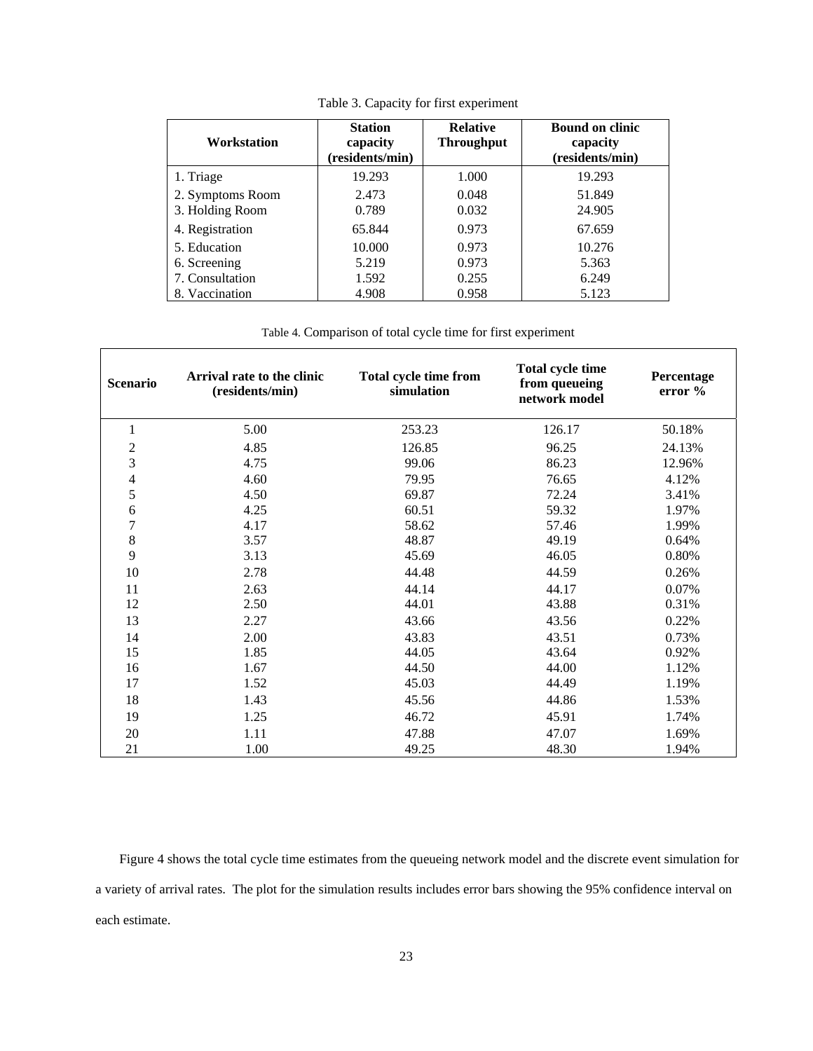Table 3. Capacity for first experiment

| Workstation | Station capacity (residents/min) | Relative Throughput | Bound on clinic capacity (residents/min) |
|---|---|---|---|
| 1. Triage | 19.293 | 1.000 | 19.293 |
| 2. Symptoms Room | 2.473 | 0.048 | 51.849 |
| 3. Holding Room | 0.789 | 0.032 | 24.905 |
| 4. Registration | 65.844 | 0.973 | 67.659 |
| 5. Education | 10.000 | 0.973 | 10.276 |
| 6. Screening | 5.219 | 0.973 | 5.363 |
| 7. Consultation | 1.592 | 0.255 | 6.249 |
| 8. Vaccination | 4.908 | 0.958 | 5.123 |

Table 4. Comparison of total cycle time for first experiment

| Scenario | Arrival rate to the clinic (residents/min) | Total cycle time from simulation | Total cycle time from queueing network model | Percentage error % |
|---|---|---|---|---|
| 1 | 5.00 | 253.23 | 126.17 | 50.18% |
| 2 | 4.85 | 126.85 | 96.25 | 24.13% |
| 3 | 4.75 | 99.06 | 86.23 | 12.96% |
| 4 | 4.60 | 79.95 | 76.65 | 4.12% |
| 5 | 4.50 | 69.87 | 72.24 | 3.41% |
| 6 | 4.25 | 60.51 | 59.32 | 1.97% |
| 7 | 4.17 | 58.62 | 57.46 | 1.99% |
| 8 | 3.57 | 48.87 | 49.19 | 0.64% |
| 9 | 3.13 | 45.69 | 46.05 | 0.80% |
| 10 | 2.78 | 44.48 | 44.59 | 0.26% |
| 11 | 2.63 | 44.14 | 44.17 | 0.07% |
| 12 | 2.50 | 44.01 | 43.88 | 0.31% |
| 13 | 2.27 | 43.66 | 43.56 | 0.22% |
| 14 | 2.00 | 43.83 | 43.51 | 0.73% |
| 15 | 1.85 | 44.05 | 43.64 | 0.92% |
| 16 | 1.67 | 44.50 | 44.00 | 1.12% |
| 17 | 1.52 | 45.03 | 44.49 | 1.19% |
| 18 | 1.43 | 45.56 | 44.86 | 1.53% |
| 19 | 1.25 | 46.72 | 45.91 | 1.74% |
| 20 | 1.11 | 47.88 | 47.07 | 1.69% |
| 21 | 1.00 | 49.25 | 48.30 | 1.94% |

Figure 4 shows the total cycle time estimates from the queueing network model and the discrete event simulation for a variety of arrival rates. The plot for the simulation results includes error bars showing the 95% confidence interval on each estimate.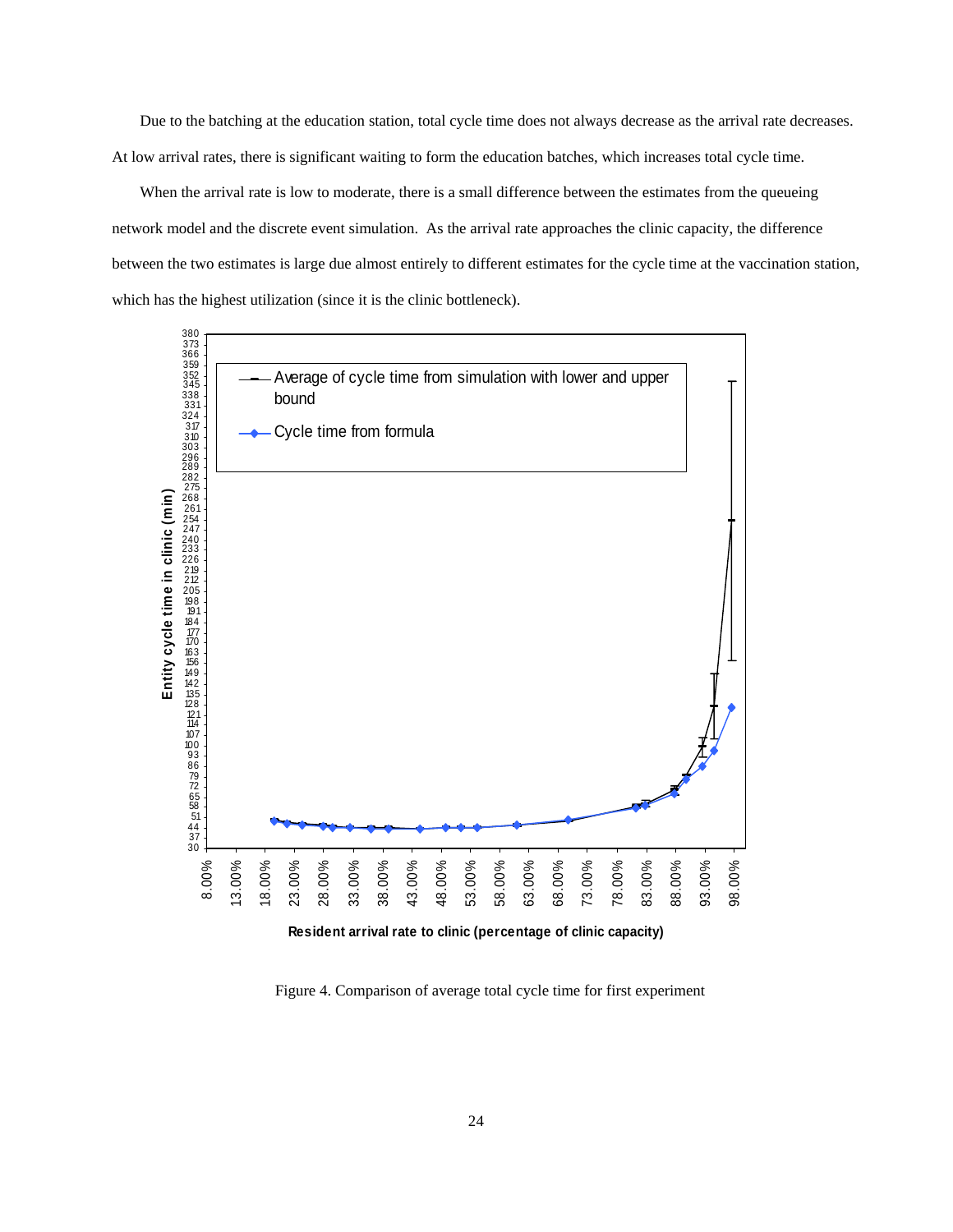Due to the batching at the education station, total cycle time does not always decrease as the arrival rate decreases. At low arrival rates, there is significant waiting to form the education batches, which increases total cycle time.

When the arrival rate is low to moderate, there is a small difference between the estimates from the queueing network model and the discrete event simulation. As the arrival rate approaches the clinic capacity, the difference between the two estimates is large due almost entirely to different estimates for the cycle time at the vaccination station, which has the highest utilization (since it is the clinic bottleneck).

Figure 4. Comparison of average total cycle time for first experiment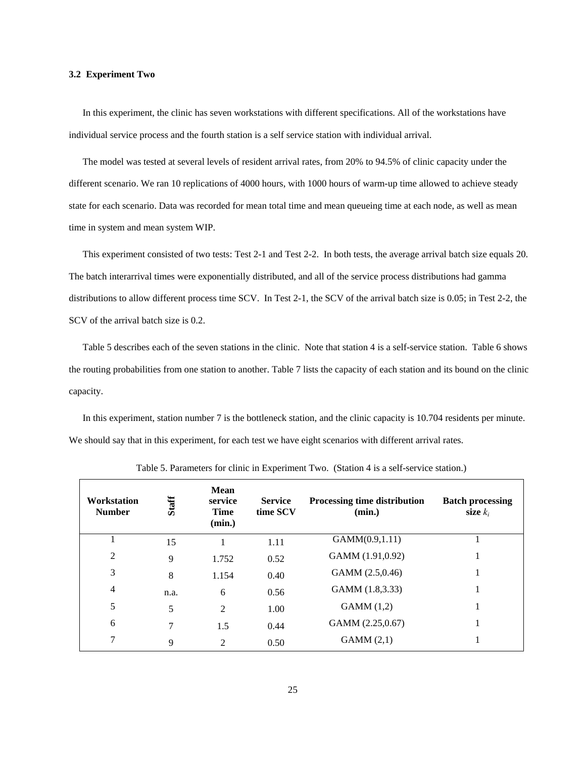### 3.2 Experiment Two

In this experiment, the clinic has seven workstations with different specifications. All of the workstations have individual service process and the fourth station is a self service station with individual arrival.

The model was tested at several levels of resident arrival rates, from 20% to 94.5% of clinic capacity under the different scenario. We ran 10 replications of 4000 hours, with 1000 hours of warm-up time allowed to achieve steady state for each scenario. Data was recorded for mean total time and mean queueing time at each node, as well as mean time in system and mean system WIP.

This experiment consisted of two tests: Test 2-1 and Test 2-2. In both tests, the average arrival batch size equals 20. The batch interarrival times were exponentially distributed, and all of the service process distributions had gamma distributions to allow different process time SCV. In Test 2-1, the SCV of the arrival batch size is 0.05; in Test 2-2, the SCV of the arrival batch size is 0.2.

Table 5 describes each of the seven stations in the clinic. Note that station 4 is a self-service station. Table 6 shows the routing probabilities from one station to another. Table 7 lists the capacity of each station and its bound on the clinic capacity.

In this experiment, station number 7 is the bottleneck station, and the clinic capacity is 10.704 residents per minute. We should say that in this experiment, for each test we have eight scenarios with different arrival rates.

Table 5. Parameters for clinic in Experiment Two. (Station 4 is a self-service station.)

| Workstation Number | Staff | Mean service Time (min.) | Service time SCV | Processing time distribution (min.) | Batch processing size $k_i$ |
|---|---|---|---|---|---|
| 1 | 15 | 1 | 1.11 | GAMM(0.9,1.11) | 1 |
| 2 | 9 | 1.752 | 0.52 | GAMM (1.91,0.92) | 1 |
| 3 | 8 | 1.154 | 0.40 | GAMM (2.5,0.46) | 1 |
| 4 | n.a. | 6 | 0.56 | GAMM (1.8,3.33) | 1 |
| 5 | 5 | 2 | 1.00 | GAMM (1,2) | 1 |
| 6 | 7 | 1.5 | 0.44 | GAMM (2.25,0.67) | 1 |
| 7 | 9 | 2 | 0.50 | GAMM (2,1) | 1 |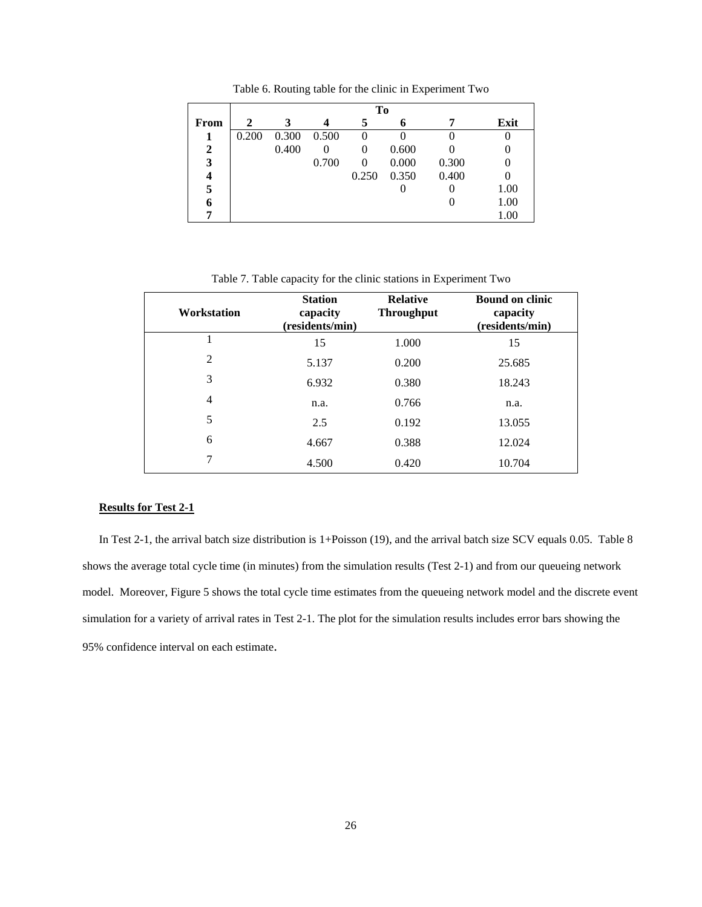Table 6. Routing table for the clinic in Experiment Two

| From | To | | | | | | |
|---|---|---|---|---|---|---|---|
| | **2** | **3** | **4** | **5** | **6** | **7** | **Exit** |
| **1** | 0.200 | 0.300 | 0.500 | 0 | 0 | 0 | 0 |
| **2** | | 0.400 | 0 | 0 | 0.600 | 0 | 0 |
| **3** | | | 0.700 | 0 | 0.000 | 0.300 | 0 |
| **4** | | | | 0.250 | 0.350 | 0.400 | 0 |
| **5** | | | | | 0 | 0 | 1.00 |
| **6** | | | | | | 0 | 1.00 |
| **7** | | | | | | | 1.00 |

Table 7. Table capacity for the clinic stations in Experiment Two

| Workstation | Station capacity (residents/min) | Relative Throughput | Bound on clinic capacity (residents/min) |
|---|---|---|---|
| 1 | 15 | 1.000 | 15 |
| 2 | 5.137 | 0.200 | 25.685 |
| 3 | 6.932 | 0.380 | 18.243 |
| 4 | n.a. | 0.766 | n.a. |
| 5 | 2.5 | 0.192 | 13.055 |
| 6 | 4.667 | 0.388 | 12.024 |
| 7 | 4.500 | 0.420 | 10.704 |

**Results for Test 2-1**

In Test 2-1, the arrival batch size distribution is 1+Poisson (19), and the arrival batch size SCV equals 0.05. Table 8 shows the average total cycle time (in minutes) from the simulation results (Test 2-1) and from our queueing network model. Moreover, Figure 5 shows the total cycle time estimates from the queueing network model and the discrete event simulation for a variety of arrival rates in Test 2-1. The plot for the simulation results includes error bars showing the 95% confidence interval on each estimate.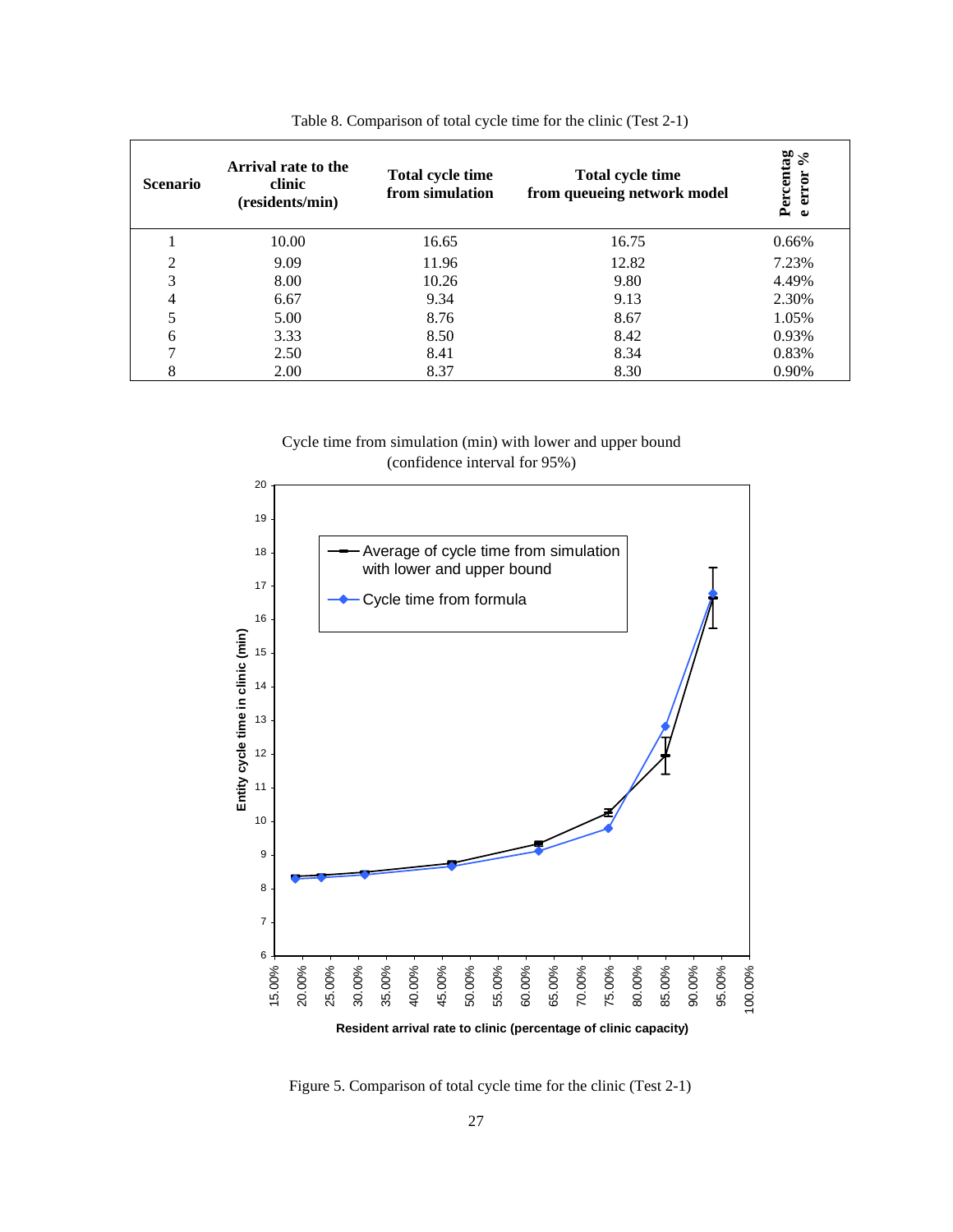Table 8. Comparison of total cycle time for the clinic (Test 2-1)

| Scenario | Arrival rate to the clinic (residents/min) | Total cycle time from simulation | Total cycle time from queueing network model | Percentage error % |
|---|---|---|---|---|
| 1 | 10.00 | 16.65 | 16.75 | 0.66% |
| 2 | 9.09 | 11.96 | 12.82 | 7.23% |
| 3 | 8.00 | 10.26 | 9.80 | 4.49% |
| 4 | 6.67 | 9.34 | 9.13 | 2.30% |
| 5 | 5.00 | 8.76 | 8.67 | 1.05% |
| 6 | 3.33 | 8.50 | 8.42 | 0.93% |
| 7 | 2.50 | 8.41 | 8.34 | 0.83% |
| 8 | 2.00 | 8.37 | 8.30 | 0.90% |

Cycle time from simulation (min) with lower and upper bound (confidence interval for 95%)

Figure 5. Comparison of total cycle time for the clinic (Test 2-1)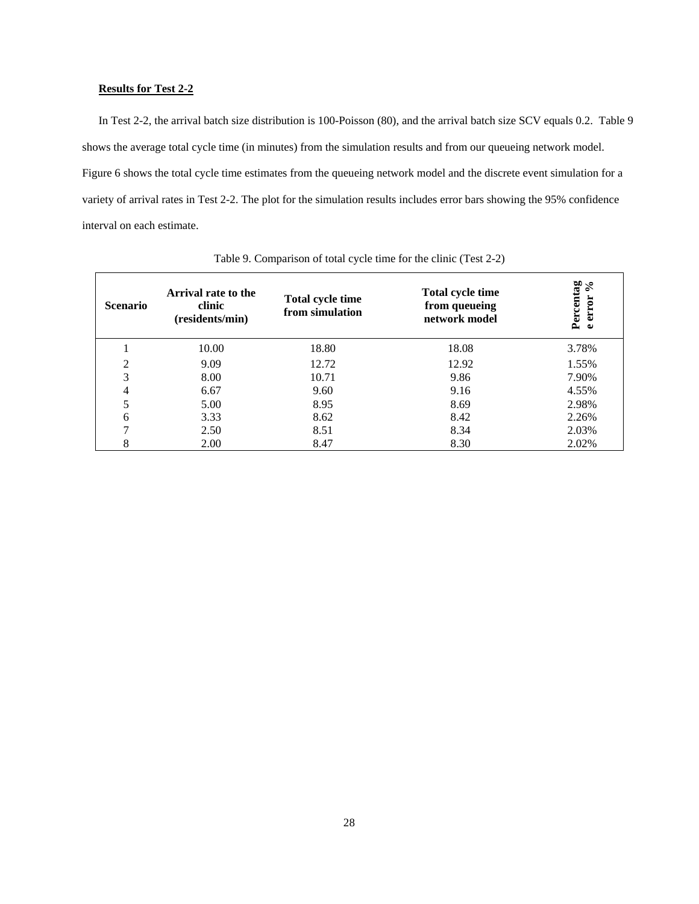**Results for Test 2-2**

In Test 2-2, the arrival batch size distribution is 100-Poisson (80), and the arrival batch size SCV equals 0.2. Table 9 shows the average total cycle time (in minutes) from the simulation results and from our queueing network model. Figure 6 shows the total cycle time estimates from the queueing network model and the discrete event simulation for a variety of arrival rates in Test 2-2. The plot for the simulation results includes error bars showing the 95% confidence interval on each estimate.

Table 9. Comparison of total cycle time for the clinic (Test 2-2)

| **Scenario** | **Arrival rate to the clinic (residents/min)** | **Total cycle time from simulation** | **Total cycle time from queueing network model** | **Percentage error %** |
|---|---|---|---|---|
| 1 | 10.00 | 18.80 | 18.08 | 3.78% |
| 2 | 9.09 | 12.72 | 12.92 | 1.55% |
| 3 | 8.00 | 10.71 | 9.86 | 7.90% |
| 4 | 6.67 | 9.60 | 9.16 | 4.55% |
| 5 | 5.00 | 8.95 | 8.69 | 2.98% |
| 6 | 3.33 | 8.62 | 8.42 | 2.26% |
| 7 | 2.50 | 8.51 | 8.34 | 2.03% |
| 8 | 2.00 | 8.47 | 8.30 | 2.02% |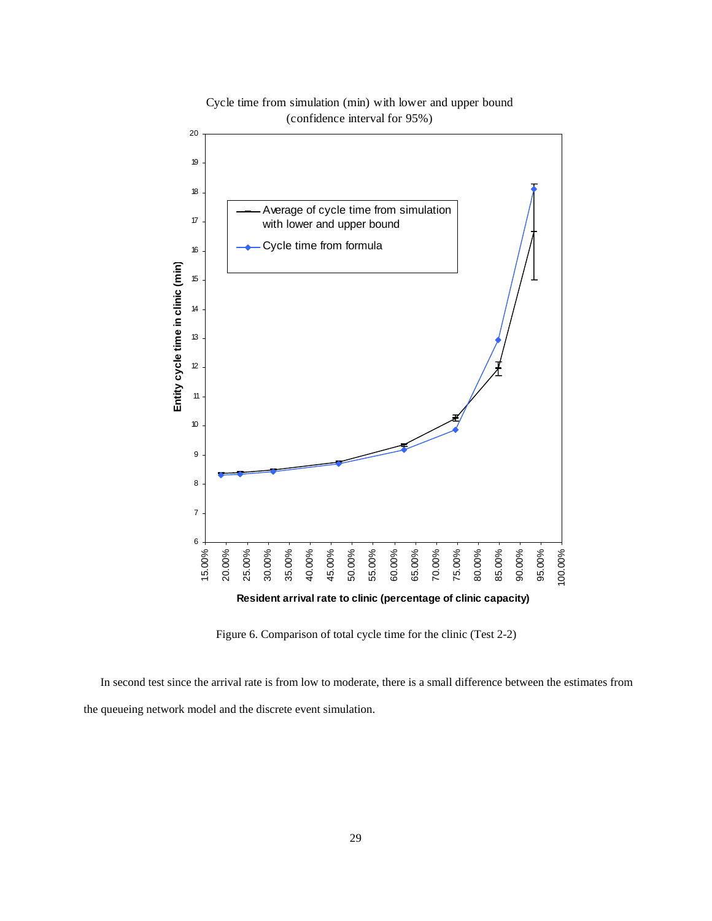Cycle time from simulation (min) with lower and upper bound (confidence interval for 95%)

Figure 6. Comparison of total cycle time for the clinic (Test 2-2)

In second test since the arrival rate is from low to moderate, there is a small difference between the estimates from the queueing network model and the discrete event simulation.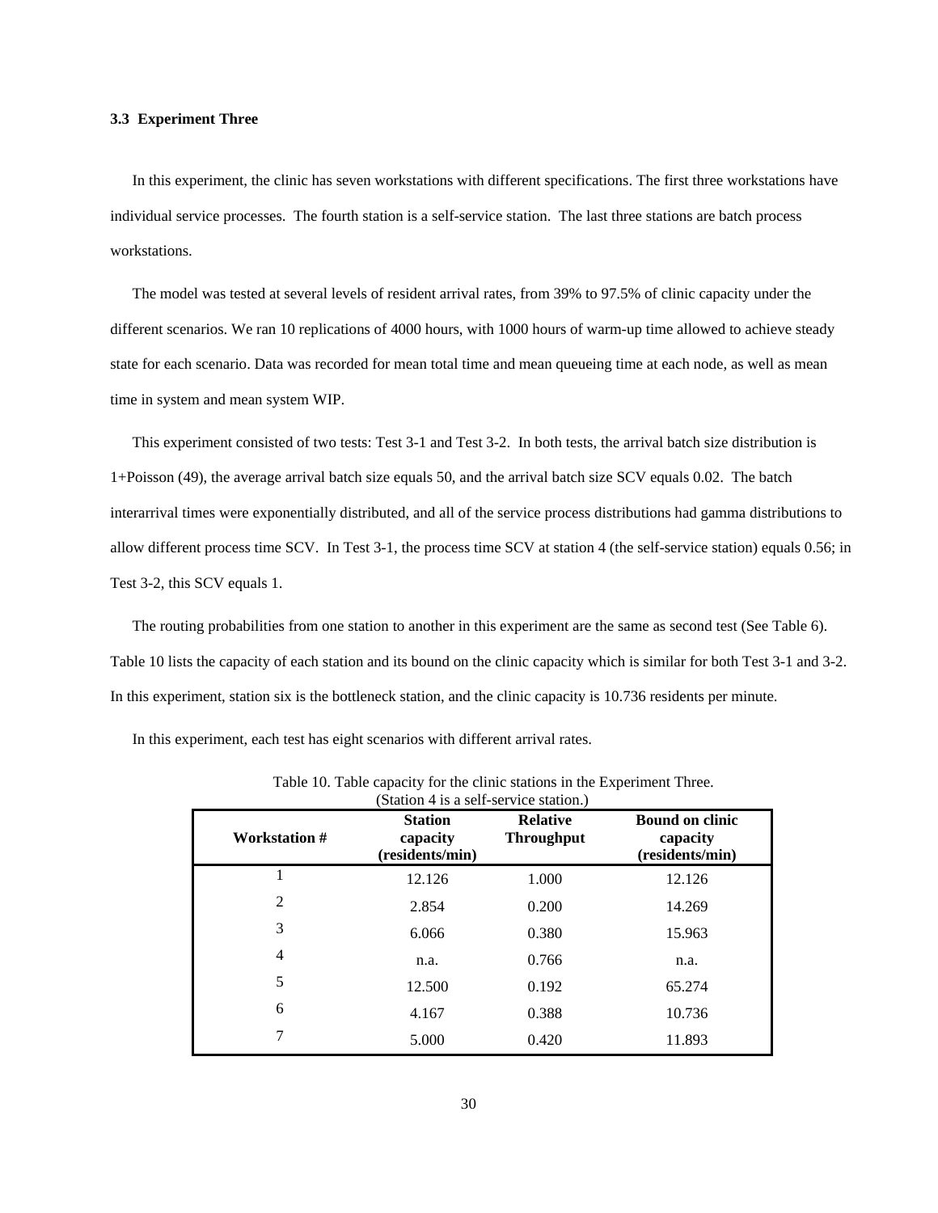### 3.3 Experiment Three

In this experiment, the clinic has seven workstations with different specifications. The first three workstations have individual service processes. The fourth station is a self-service station. The last three stations are batch process workstations.

The model was tested at several levels of resident arrival rates, from 39% to 97.5% of clinic capacity under the different scenarios. We ran 10 replications of 4000 hours, with 1000 hours of warm-up time allowed to achieve steady state for each scenario. Data was recorded for mean total time and mean queueing time at each node, as well as mean time in system and mean system WIP.

This experiment consisted of two tests: Test 3-1 and Test 3-2. In both tests, the arrival batch size distribution is 1+Poisson (49), the average arrival batch size equals 50, and the arrival batch size SCV equals 0.02. The batch interarrival times were exponentially distributed, and all of the service process distributions had gamma distributions to allow different process time SCV. In Test 3-1, the process time SCV at station 4 (the self-service station) equals 0.56; in Test 3-2, this SCV equals 1.

The routing probabilities from one station to another in this experiment are the same as second test (See Table 6). Table 10 lists the capacity of each station and its bound on the clinic capacity which is similar for both Test 3-1 and 3-2. In this experiment, station six is the bottleneck station, and the clinic capacity is 10.736 residents per minute.

In this experiment, each test has eight scenarios with different arrival rates.

Table 10. Table capacity for the clinic stations in the Experiment Three.
(Station 4 is a self-service station.)

| Workstation # | Station capacity (residents/min) | Relative Throughput | Bound on clinic capacity (residents/min) |
|---|---|---|---|
| 1 | 12.126 | 1.000 | 12.126 |
| 2 | 2.854 | 0.200 | 14.269 |
| 3 | 6.066 | 0.380 | 15.963 |
| 4 | n.a. | 0.766 | n.a. |
| 5 | 12.500 | 0.192 | 65.274 |
| 6 | 4.167 | 0.388 | 10.736 |
| 7 | 5.000 | 0.420 | 11.893 |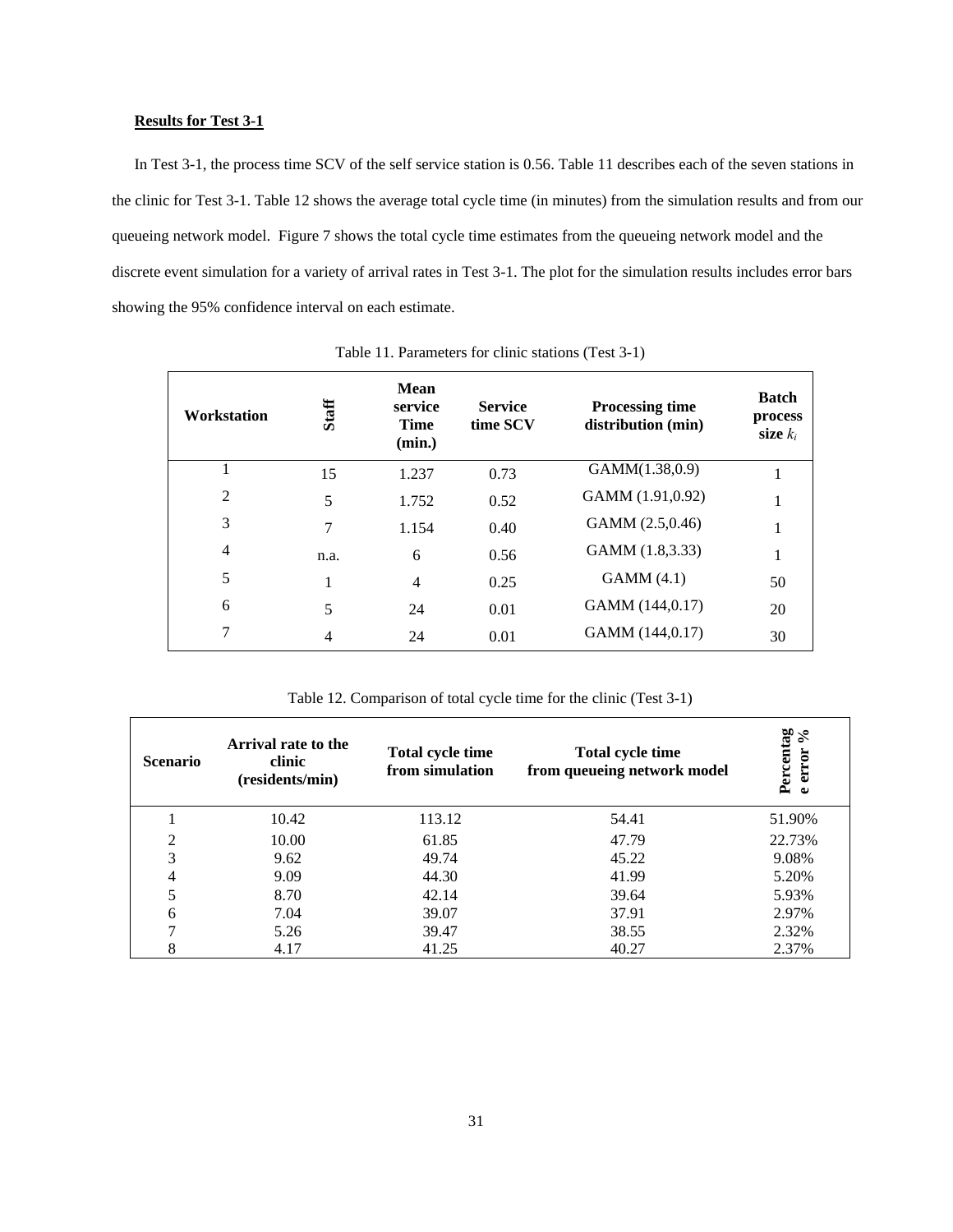**Results for Test 3-1**

In Test 3-1, the process time SCV of the self service station is 0.56. Table 11 describes each of the seven stations in the clinic for Test 3-1. Table 12 shows the average total cycle time (in minutes) from the simulation results and from our queueing network model. Figure 7 shows the total cycle time estimates from the queueing network model and the discrete event simulation for a variety of arrival rates in Test 3-1. The plot for the simulation results includes error bars showing the 95% confidence interval on each estimate.

Table 11. Parameters for clinic stations (Test 3-1)

| Workstation | Staff | Mean service Time (min.) | Service time SCV | Processing time distribution (min) | Batch process size $k_i$ |
|---|---|---|---|---|---|
| 1 | 15 | 1.237 | 0.73 | GAMM(1.38,0.9) | 1 |
| 2 | 5 | 1.752 | 0.52 | GAMM (1.91,0.92) | 1 |
| 3 | 7 | 1.154 | 0.40 | GAMM (2.5,0.46) | 1 |
| 4 | n.a. | 6 | 0.56 | GAMM (1.8,3.33) | 1 |
| 5 | 1 | 4 | 0.25 | GAMM (4.1) | 50 |
| 6 | 5 | 24 | 0.01 | GAMM (144,0.17) | 20 |
| 7 | 4 | 24 | 0.01 | GAMM (144,0.17) | 30 |

Table 12. Comparison of total cycle time for the clinic (Test 3-1)

| Scenario | Arrival rate to the clinic (residents/min) | Total cycle time from simulation | Total cycle time from queueing network model | Percentage error % |
|---|---|---|---|---|
| 1 | 10.42 | 113.12 | 54.41 | 51.90% |
| 2 | 10.00 | 61.85 | 47.79 | 22.73% |
| 3 | 9.62 | 49.74 | 45.22 | 9.08% |
| 4 | 9.09 | 44.30 | 41.99 | 5.20% |
| 5 | 8.70 | 42.14 | 39.64 | 5.93% |
| 6 | 7.04 | 39.07 | 37.91 | 2.97% |
| 7 | 5.26 | 39.47 | 38.55 | 2.32% |
| 8 | 4.17 | 41.25 | 40.27 | 2.37% |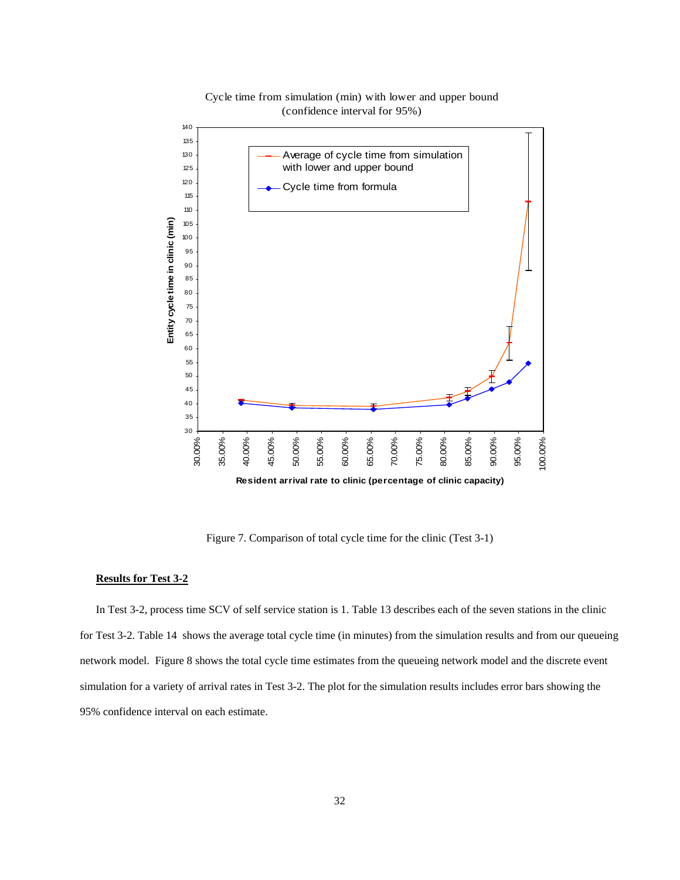Figure 7. Comparison of total cycle time for the clinic (Test 3-1)

**Results for Test 3-2**

In Test 3-2, process time SCV of self service station is 1. Table 13 describes each of the seven stations in the clinic for Test 3-2. Table 14 shows the average total cycle time (in minutes) from the simulation results and from our queueing network model. Figure 8 shows the total cycle time estimates from the queueing network model and the discrete event simulation for a variety of arrival rates in Test 3-2. The plot for the simulation results includes error bars showing the 95% confidence interval on each estimate.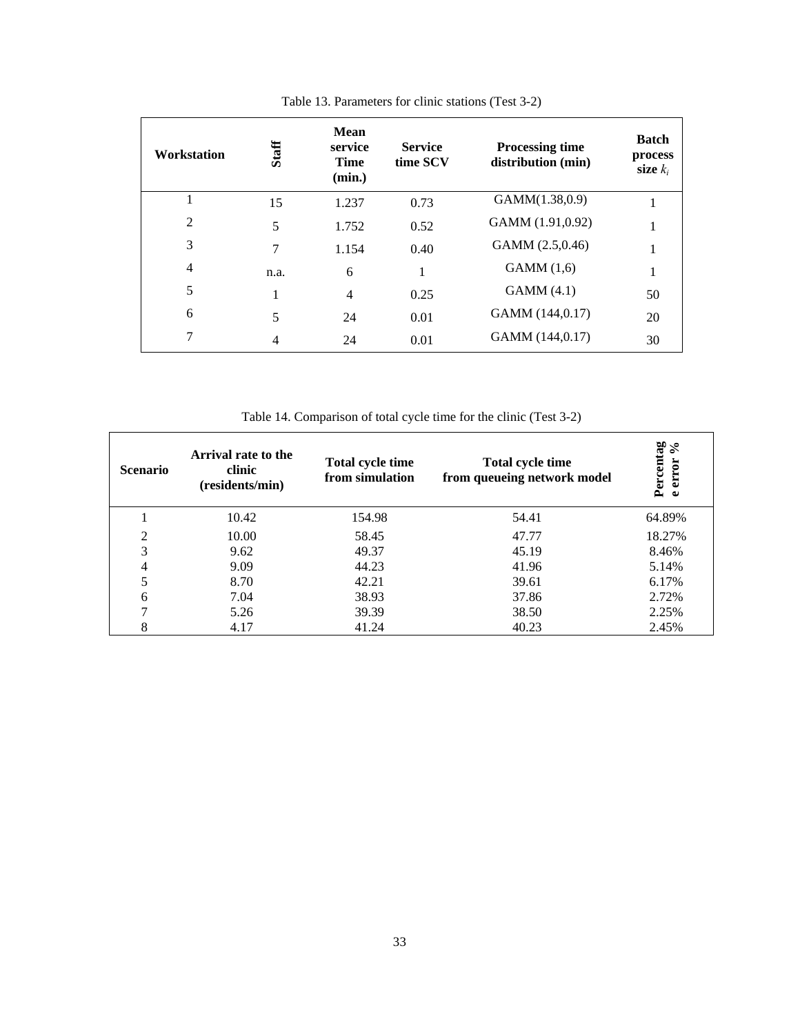Table 13. Parameters for clinic stations (Test 3-2)

| Workstation | Staff | Mean service Time (min.) | Service time SCV | Processing time distribution (min) | Batch process size $k_i$ |
|---|---|---|---|---|---|
| 1 | 15 | 1.237 | 0.73 | GAMM(1.38,0.9) | 1 |
| 2 | 5 | 1.752 | 0.52 | GAMM (1.91,0.92) | 1 |
| 3 | 7 | 1.154 | 0.40 | GAMM (2.5,0.46) | 1 |
| 4 | n.a. | 6 | 1 | GAMM (1,6) | 1 |
| 5 | 1 | 4 | 0.25 | GAMM (4.1) | 50 |
| 6 | 5 | 24 | 0.01 | GAMM (144,0.17) | 20 |
| 7 | 4 | 24 | 0.01 | GAMM (144,0.17) | 30 |

Table 14. Comparison of total cycle time for the clinic (Test 3-2)

| Scenario | Arrival rate to the clinic (residents/min) | Total cycle time from simulation | Total cycle time from queueing network model | Percentage error % |
|---|---|---|---|---|
| 1 | 10.42 | 154.98 | 54.41 | 64.89% |
| 2 | 10.00 | 58.45 | 47.77 | 18.27% |
| 3 | 9.62 | 49.37 | 45.19 | 8.46% |
| 4 | 9.09 | 44.23 | 41.96 | 5.14% |
| 5 | 8.70 | 42.21 | 39.61 | 6.17% |
| 6 | 7.04 | 38.93 | 37.86 | 2.72% |
| 7 | 5.26 | 39.39 | 38.50 | 2.25% |
| 8 | 4.17 | 41.24 | 40.23 | 2.45% |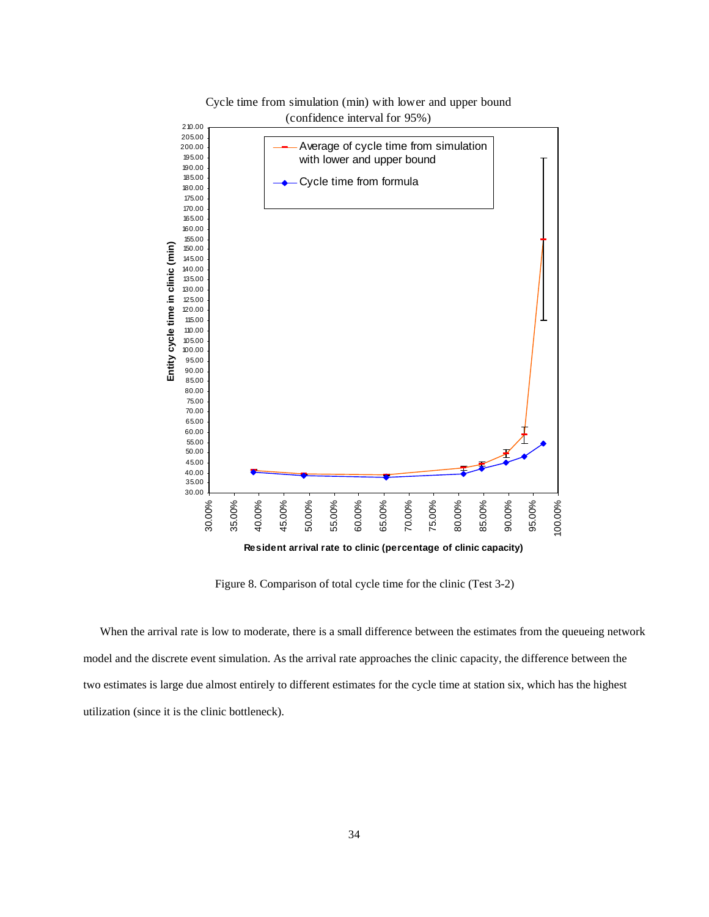Figure 8. Comparison of total cycle time for the clinic (Test 3-2)

When the arrival rate is low to moderate, there is a small difference between the estimates from the queueing network model and the discrete event simulation. As the arrival rate approaches the clinic capacity, the difference between the two estimates is large due almost entirely to different estimates for the cycle time at station six, which has the highest utilization (since it is the clinic bottleneck).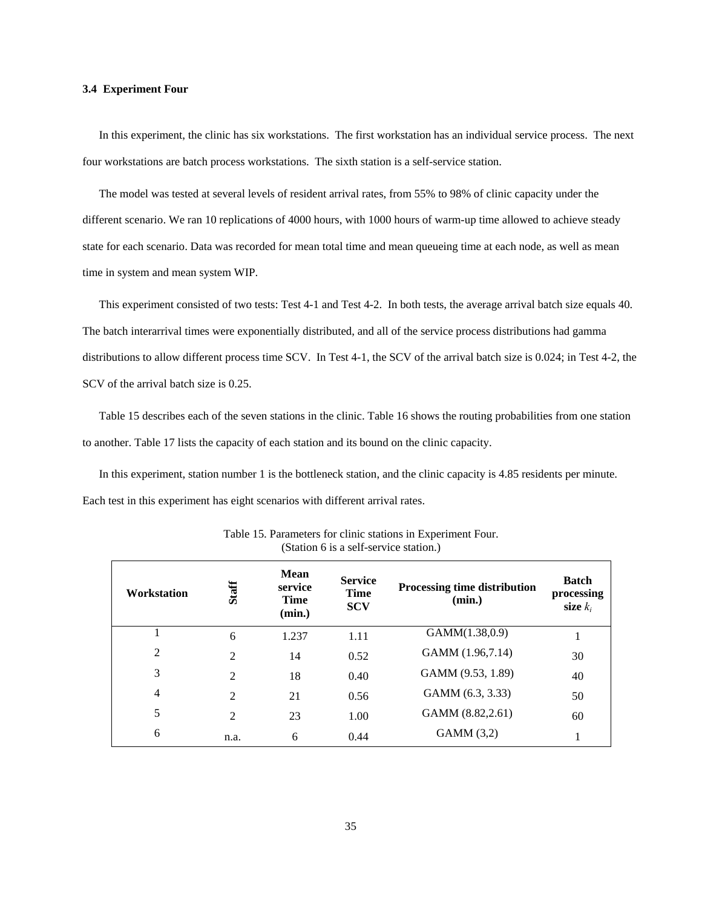### 3.4 Experiment Four

In this experiment, the clinic has six workstations. The first workstation has an individual service process. The next four workstations are batch process workstations. The sixth station is a self-service station.

The model was tested at several levels of resident arrival rates, from 55% to 98% of clinic capacity under the different scenario. We ran 10 replications of 4000 hours, with 1000 hours of warm-up time allowed to achieve steady state for each scenario. Data was recorded for mean total time and mean queueing time at each node, as well as mean time in system and mean system WIP.

This experiment consisted of two tests: Test 4-1 and Test 4-2. In both tests, the average arrival batch size equals 40. The batch interarrival times were exponentially distributed, and all of the service process distributions had gamma distributions to allow different process time SCV. In Test 4-1, the SCV of the arrival batch size is 0.024; in Test 4-2, the SCV of the arrival batch size is 0.25.

Table 15 describes each of the seven stations in the clinic. Table 16 shows the routing probabilities from one station to another. Table 17 lists the capacity of each station and its bound on the clinic capacity.

In this experiment, station number 1 is the bottleneck station, and the clinic capacity is 4.85 residents per minute. Each test in this experiment has eight scenarios with different arrival rates.

Table 15. Parameters for clinic stations in Experiment Four.
(Station 6 is a self-service station.)

| Workstation | Staff | Mean service Time (min.) | Service Time SCV | Processing time distribution (min.) | Batch processing size $k_i$ |
|---|---|---|---|---|---|
| 1 | 6 | 1.237 | 1.11 | GAMM(1.38,0.9) | 1 |
| 2 | 2 | 14 | 0.52 | GAMM (1.96,7.14) | 30 |
| 3 | 2 | 18 | 0.40 | GAMM (9.53, 1.89) | 40 |
| 4 | 2 | 21 | 0.56 | GAMM (6.3, 3.33) | 50 |
| 5 | 2 | 23 | 1.00 | GAMM (8.82,2.61) | 60 |
| 6 | n.a. | 6 | 0.44 | GAMM (3,2) | 1 |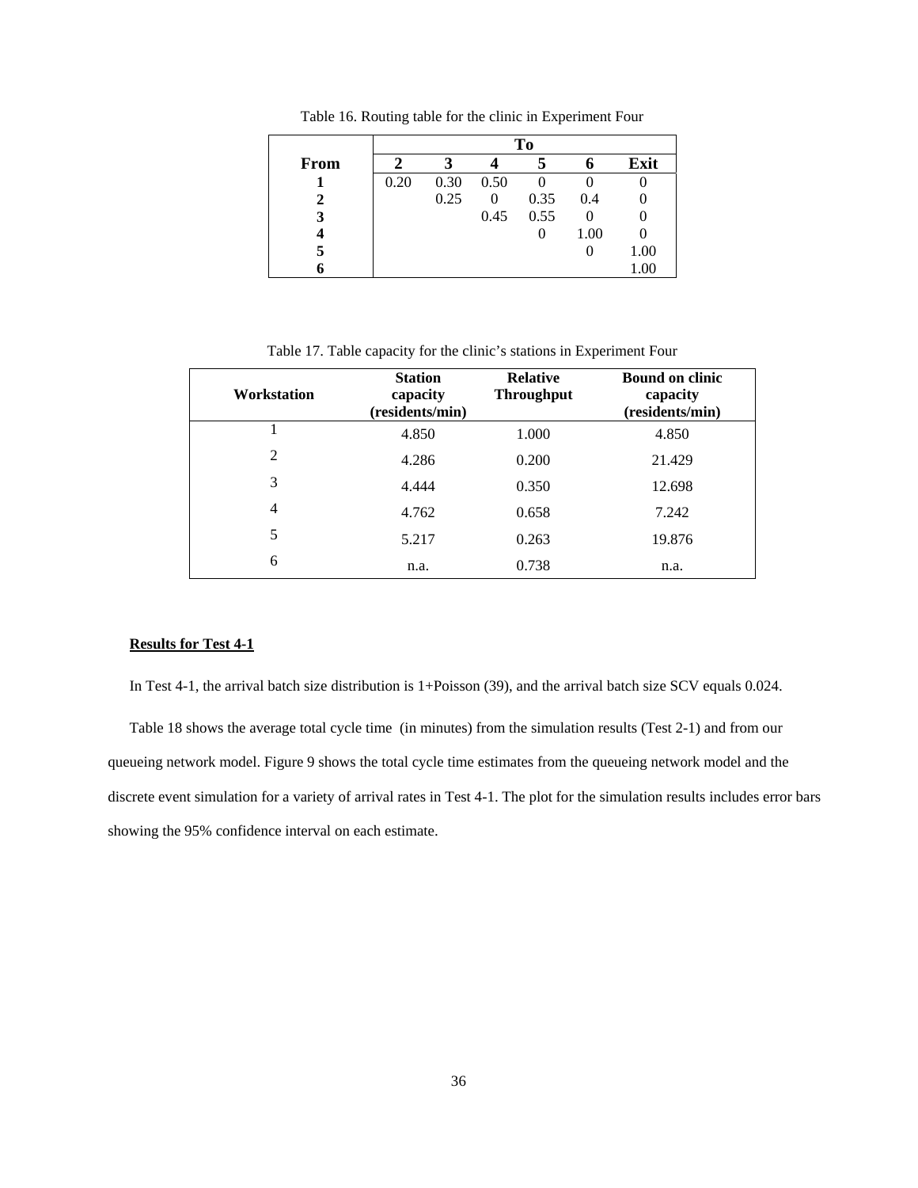Table 16. Routing table for the clinic in Experiment Four

| | To | | | | | |
|---|---|---|---|---|---|---|
| **From** | **2** | **3** | **4** | **5** | **6** | **Exit** |
| **1** | 0.20 | 0.30 | 0.50 | 0 | 0 | 0 |
| **2** | | 0.25 | 0 | 0.35 | 0.4 | 0 |
| **3** | | | 0.45 | 0.55 | 0 | 0 |
| **4** | | | | 0 | 1.00 | 0 |
| **5** | | | | | 0 | 1.00 |
| **6** | | | | | | 1.00 |

Table 17. Table capacity for the clinic's stations in Experiment Four

| Workstation | Station capacity (residents/min) | Relative Throughput | Bound on clinic capacity (residents/min) |
|---|---|---|---|
| 1 | 4.850 | 1.000 | 4.850 |
| 2 | 4.286 | 0.200 | 21.429 |
| 3 | 4.444 | 0.350 | 12.698 |
| 4 | 4.762 | 0.658 | 7.242 |
| 5 | 5.217 | 0.263 | 19.876 |
| 6 | n.a. | 0.738 | n.a. |

**Results for Test 4-1**

In Test 4-1, the arrival batch size distribution is 1+Poisson (39), and the arrival batch size SCV equals 0.024.

Table 18 shows the average total cycle time (in minutes) from the simulation results (Test 2-1) and from our queueing network model. Figure 9 shows the total cycle time estimates from the queueing network model and the discrete event simulation for a variety of arrival rates in Test 4-1. The plot for the simulation results includes error bars showing the 95% confidence interval on each estimate.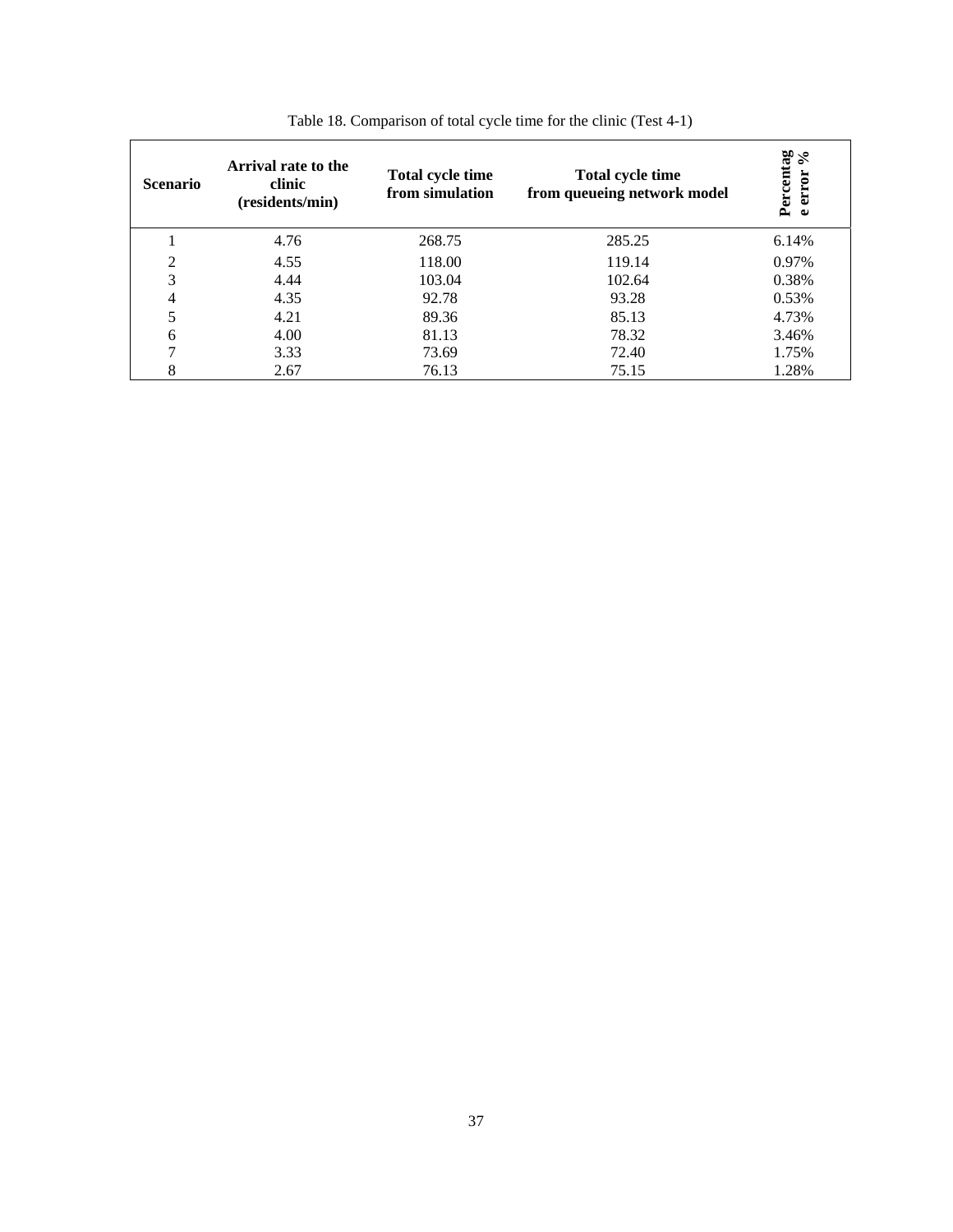Table 18. Comparison of total cycle time for the clinic (Test 4-1)

| Scenario | Arrival rate to the clinic (residents/min) | Total cycle time from simulation | Total cycle time from queueing network model | Percentage error % |
|---|---|---|---|---|
| 1 | 4.76 | 268.75 | 285.25 | 6.14% |
| 2 | 4.55 | 118.00 | 119.14 | 0.97% |
| 3 | 4.44 | 103.04 | 102.64 | 0.38% |
| 4 | 4.35 | 92.78 | 93.28 | 0.53% |
| 5 | 4.21 | 89.36 | 85.13 | 4.73% |
| 6 | 4.00 | 81.13 | 78.32 | 3.46% |
| 7 | 3.33 | 73.69 | 72.40 | 1.75% |
| 8 | 2.67 | 76.13 | 75.15 | 1.28% |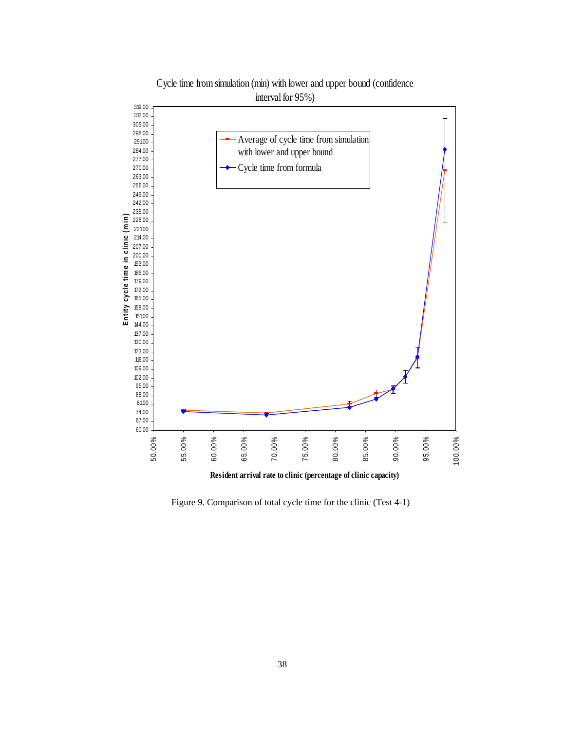Figure 9. Comparison of total cycle time for the clinic (Test 4-1)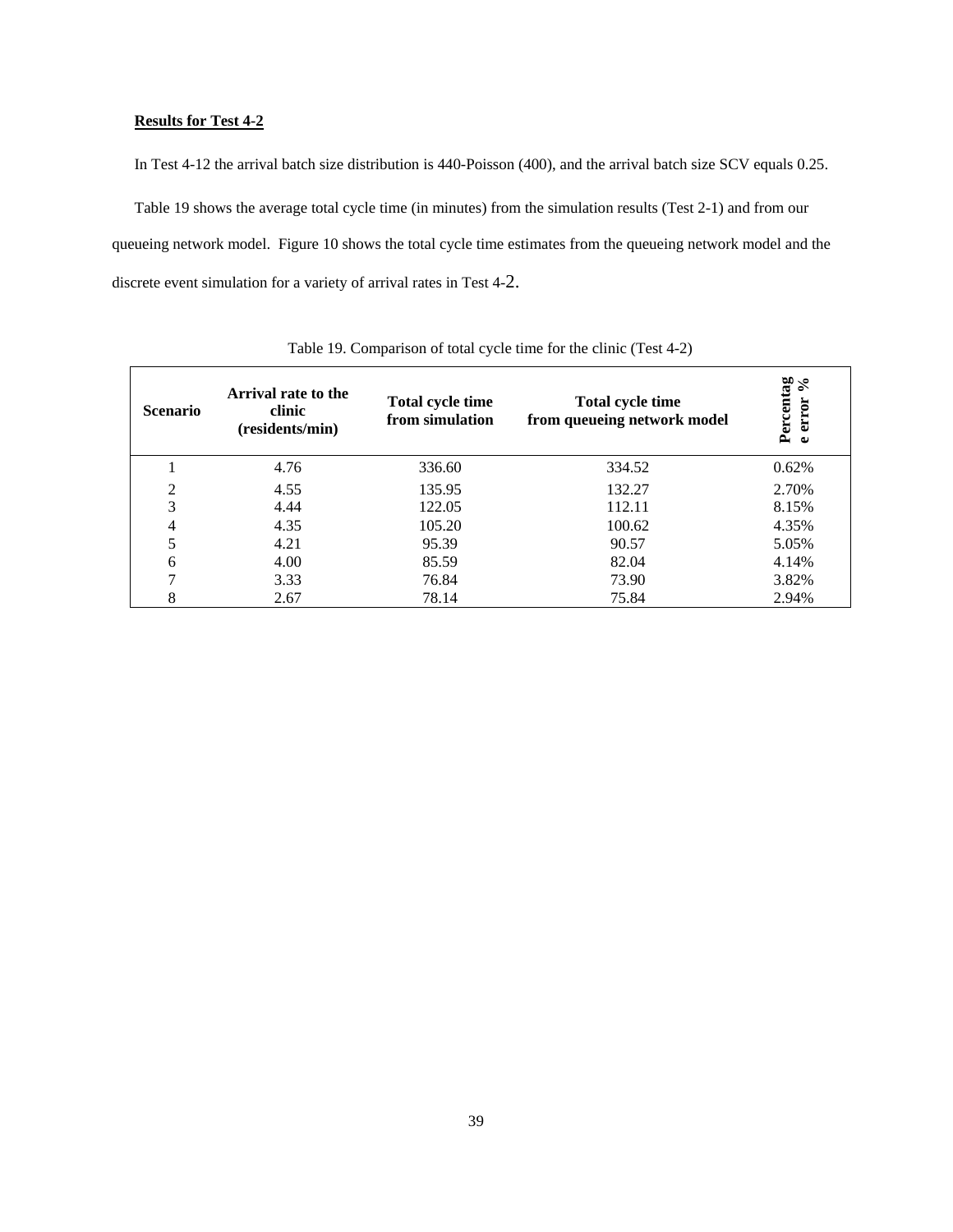**Results for Test 4-2**

In Test 4-12 the arrival batch size distribution is 440-Poisson (400), and the arrival batch size SCV equals 0.25.

Table 19 shows the average total cycle time (in minutes) from the simulation results (Test 2-1) and from our queueing network model. Figure 10 shows the total cycle time estimates from the queueing network model and the discrete event simulation for a variety of arrival rates in Test 4-2.

Table 19. Comparison of total cycle time for the clinic (Test 4-2)

| Scenario | Arrival rate to the clinic (residents/min) | Total cycle time from simulation | Total cycle time from queueing network model | Percentage error % |
|---|---|---|---|---|
| 1 | 4.76 | 336.60 | 334.52 | 0.62% |
| 2 | 4.55 | 135.95 | 132.27 | 2.70% |
| 3 | 4.44 | 122.05 | 112.11 | 8.15% |
| 4 | 4.35 | 105.20 | 100.62 | 4.35% |
| 5 | 4.21 | 95.39 | 90.57 | 5.05% |
| 6 | 4.00 | 85.59 | 82.04 | 4.14% |
| 7 | 3.33 | 76.84 | 73.90 | 3.82% |
| 8 | 2.67 | 78.14 | 75.84 | 2.94% |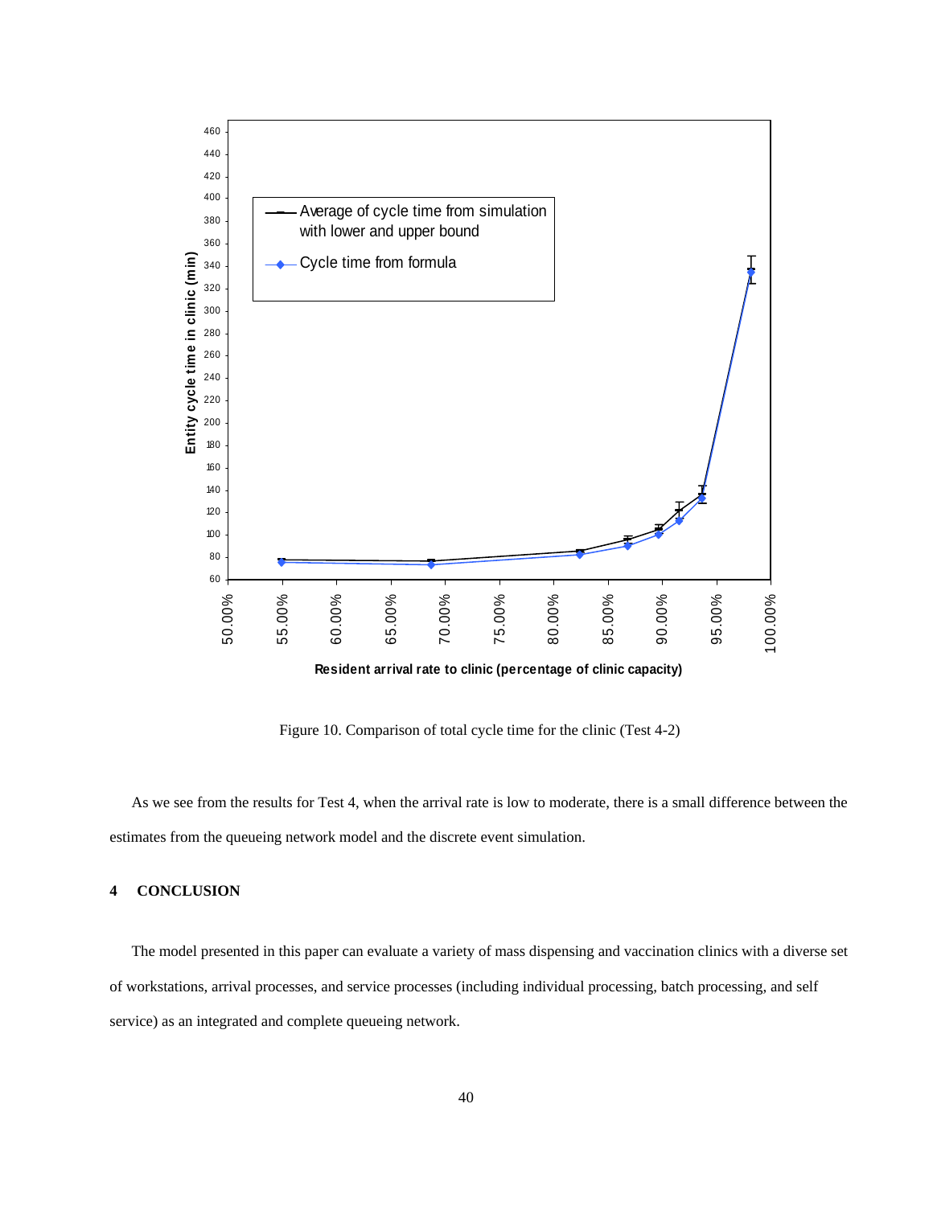Figure 10. Comparison of total cycle time for the clinic (Test 4-2)

As we see from the results for Test 4, when the arrival rate is low to moderate, there is a small difference between the estimates from the queueing network model and the discrete event simulation.

## 4 CONCLUSION

The model presented in this paper can evaluate a variety of mass dispensing and vaccination clinics with a diverse set of workstations, arrival processes, and service processes (including individual processing, batch processing, and self service) as an integrated and complete queueing network.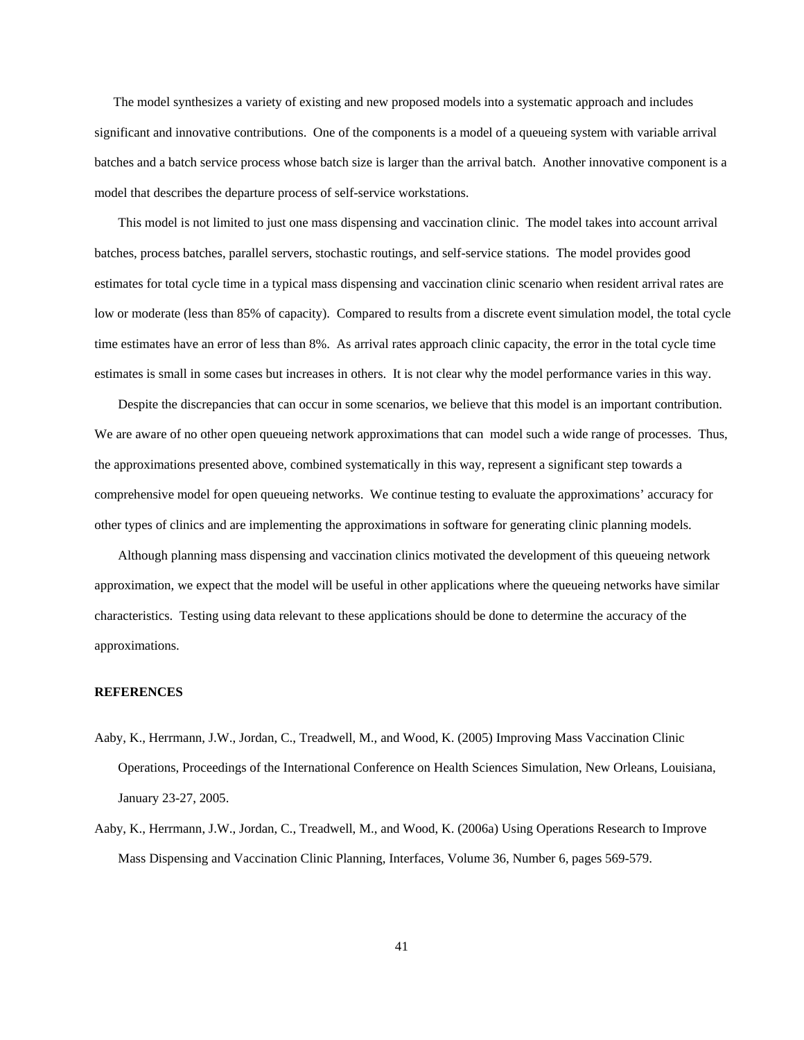The model synthesizes a variety of existing and new proposed models into a systematic approach and includes significant and innovative contributions. One of the components is a model of a queueing system with variable arrival batches and a batch service process whose batch size is larger than the arrival batch. Another innovative component is a model that describes the departure process of self-service workstations.

This model is not limited to just one mass dispensing and vaccination clinic. The model takes into account arrival batches, process batches, parallel servers, stochastic routings, and self-service stations. The model provides good estimates for total cycle time in a typical mass dispensing and vaccination clinic scenario when resident arrival rates are low or moderate (less than 85% of capacity). Compared to results from a discrete event simulation model, the total cycle time estimates have an error of less than 8%. As arrival rates approach clinic capacity, the error in the total cycle time estimates is small in some cases but increases in others. It is not clear why the model performance varies in this way.

Despite the discrepancies that can occur in some scenarios, we believe that this model is an important contribution. We are aware of no other open queueing network approximations that can model such a wide range of processes. Thus, the approximations presented above, combined systematically in this way, represent a significant step towards a comprehensive model for open queueing networks. We continue testing to evaluate the approximations' accuracy for other types of clinics and are implementing the approximations in software for generating clinic planning models.

Although planning mass dispensing and vaccination clinics motivated the development of this queueing network approximation, we expect that the model will be useful in other applications where the queueing networks have similar characteristics. Testing using data relevant to these applications should be done to determine the accuracy of the approximations.

**REFERENCES**

Aaby, K., Herrmann, J.W., Jordan, C., Treadwell, M., and Wood, K. (2005) Improving Mass Vaccination Clinic Operations, Proceedings of the International Conference on Health Sciences Simulation, New Orleans, Louisiana, January 23-27, 2005.

Aaby, K., Herrmann, J.W., Jordan, C., Treadwell, M., and Wood, K. (2006a) Using Operations Research to Improve Mass Dispensing and Vaccination Clinic Planning, Interfaces, Volume 36, Number 6, pages 569-579.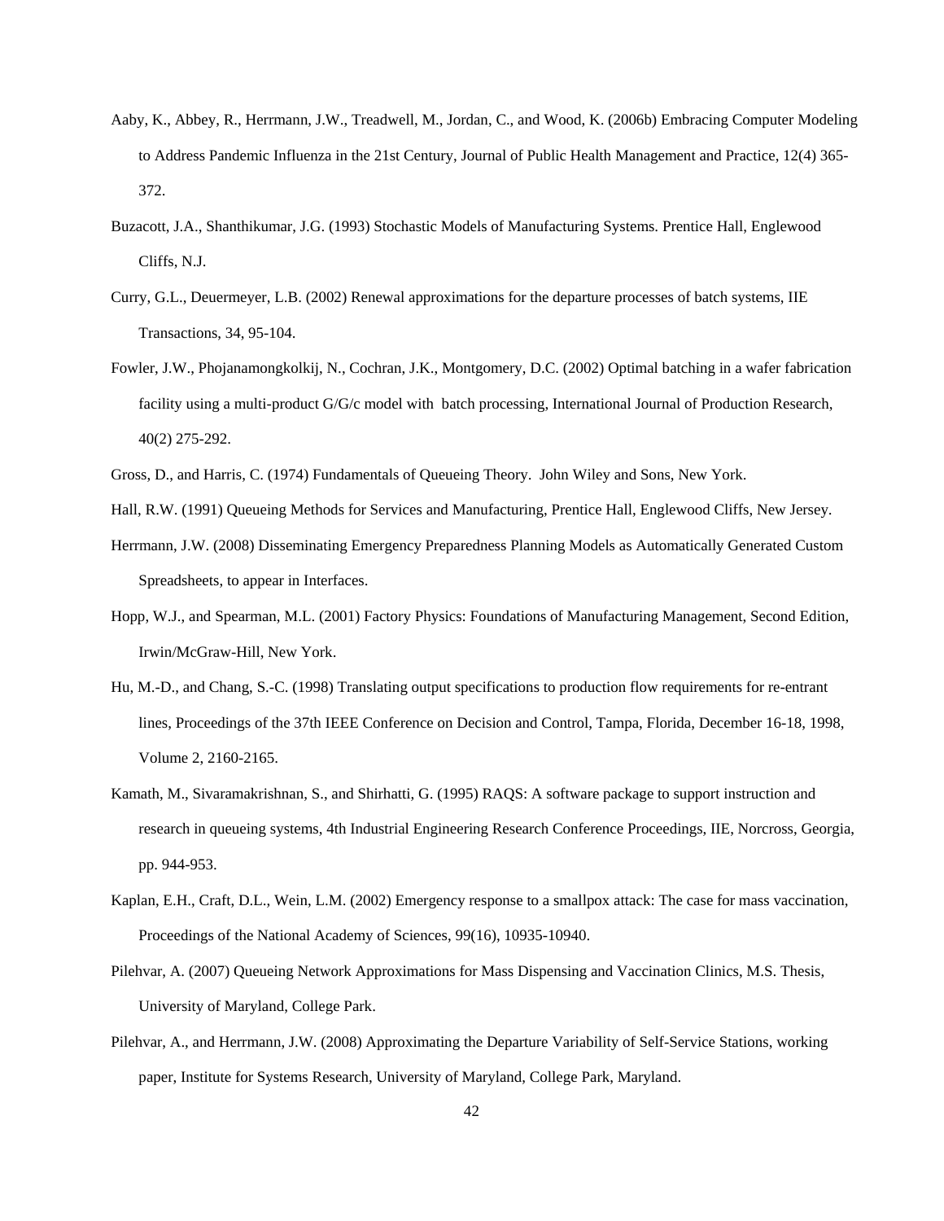Aaby, K., Abbey, R., Herrmann, J.W., Treadwell, M., Jordan, C., and Wood, K. (2006b) Embracing Computer Modeling to Address Pandemic Influenza in the 21st Century, Journal of Public Health Management and Practice, 12(4) 365-372.

Buzacott, J.A., Shanthikumar, J.G. (1993) Stochastic Models of Manufacturing Systems. Prentice Hall, Englewood Cliffs, N.J.

Curry, G.L., Deuermeyer, L.B. (2002) Renewal approximations for the departure processes of batch systems, IIE Transactions, 34, 95-104.

Fowler, J.W., Phojanamongkolkij, N., Cochran, J.K., Montgomery, D.C. (2002) Optimal batching in a wafer fabrication facility using a multi-product G/G/c model with batch processing, International Journal of Production Research, 40(2) 275-292.

Gross, D., and Harris, C. (1974) Fundamentals of Queueing Theory. John Wiley and Sons, New York.

Hall, R.W. (1991) Queueing Methods for Services and Manufacturing, Prentice Hall, Englewood Cliffs, New Jersey.

Herrmann, J.W. (2008) Disseminating Emergency Preparedness Planning Models as Automatically Generated Custom Spreadsheets, to appear in Interfaces.

Hopp, W.J., and Spearman, M.L. (2001) Factory Physics: Foundations of Manufacturing Management, Second Edition, Irwin/McGraw-Hill, New York.

Hu, M.-D., and Chang, S.-C. (1998) Translating output specifications to production flow requirements for re-entrant lines, Proceedings of the 37th IEEE Conference on Decision and Control, Tampa, Florida, December 16-18, 1998, Volume 2, 2160-2165.

Kamath, M., Sivaramakrishnan, S., and Shirhatti, G. (1995) RAQS: A software package to support instruction and research in queueing systems, 4th Industrial Engineering Research Conference Proceedings, IIE, Norcross, Georgia, pp. 944-953.

Kaplan, E.H., Craft, D.L., Wein, L.M. (2002) Emergency response to a smallpox attack: The case for mass vaccination, Proceedings of the National Academy of Sciences, 99(16), 10935-10940.

Pilehvar, A. (2007) Queueing Network Approximations for Mass Dispensing and Vaccination Clinics, M.S. Thesis, University of Maryland, College Park.

Pilehvar, A., and Herrmann, J.W. (2008) Approximating the Departure Variability of Self-Service Stations, working paper, Institute for Systems Research, University of Maryland, College Park, Maryland.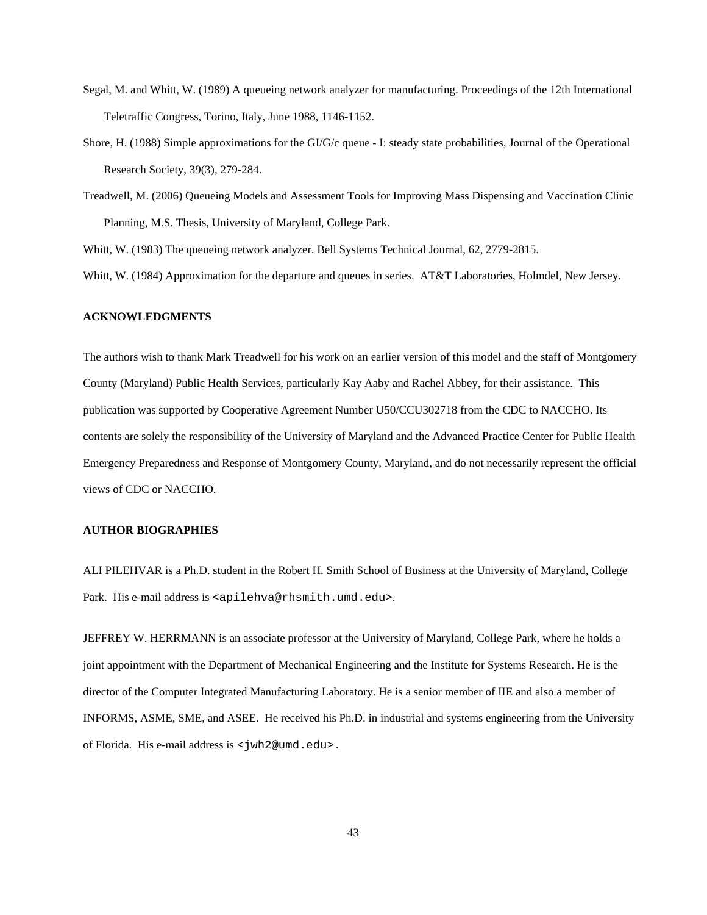Segal, M. and Whitt, W. (1989) A queueing network analyzer for manufacturing. Proceedings of the 12th International Teletraffic Congress, Torino, Italy, June 1988, 1146-1152.

Shore, H. (1988) Simple approximations for the GI/G/c queue - I: steady state probabilities, Journal of the Operational Research Society, 39(3), 279-284.

Treadwell, M. (2006) Queueing Models and Assessment Tools for Improving Mass Dispensing and Vaccination Clinic Planning, M.S. Thesis, University of Maryland, College Park.

Whitt, W. (1983) The queueing network analyzer. Bell Systems Technical Journal, 62, 2779-2815.

Whitt, W. (1984) Approximation for the departure and queues in series. AT&T Laboratories, Holmdel, New Jersey.

**ACKNOWLEDGMENTS**

The authors wish to thank Mark Treadwell for his work on an earlier version of this model and the staff of Montgomery County (Maryland) Public Health Services, particularly Kay Aaby and Rachel Abbey, for their assistance. This publication was supported by Cooperative Agreement Number U50/CCU302718 from the CDC to NACCHO. Its contents are solely the responsibility of the University of Maryland and the Advanced Practice Center for Public Health Emergency Preparedness and Response of Montgomery County, Maryland, and do not necessarily represent the official views of CDC or NACCHO.

**AUTHOR BIOGRAPHIES**

ALI PILEHVAR is a Ph.D. student in the Robert H. Smith School of Business at the University of Maryland, College Park. His e-mail address is <apilehva@rhsmith.umd.edu>.

JEFFREY W. HERRMANN is an associate professor at the University of Maryland, College Park, where he holds a joint appointment with the Department of Mechanical Engineering and the Institute for Systems Research. He is the director of the Computer Integrated Manufacturing Laboratory. He is a senior member of IIE and also a member of INFORMS, ASME, SME, and ASEE. He received his Ph.D. in industrial and systems engineering from the University of Florida. His e-mail address is <jwh2@umd.edu>.